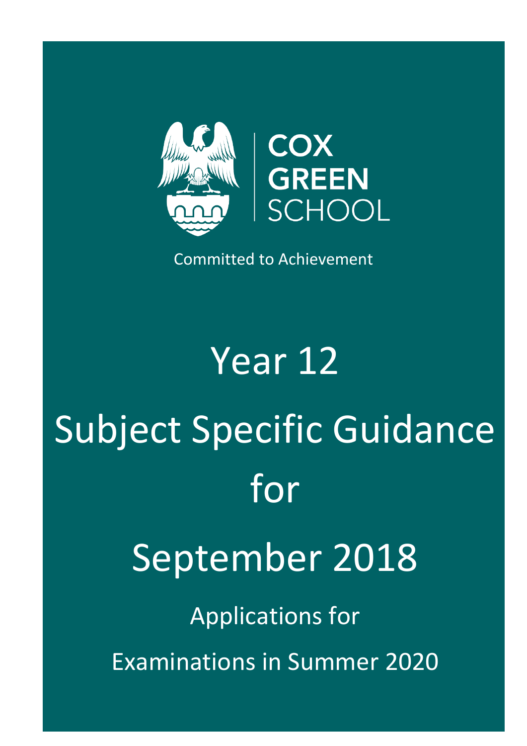COX GREEN SCHOOL

Committed to Achievement

# Year 12

# Subject Specific Guidance for September 2018

## Applications for Examinations in Summer 2020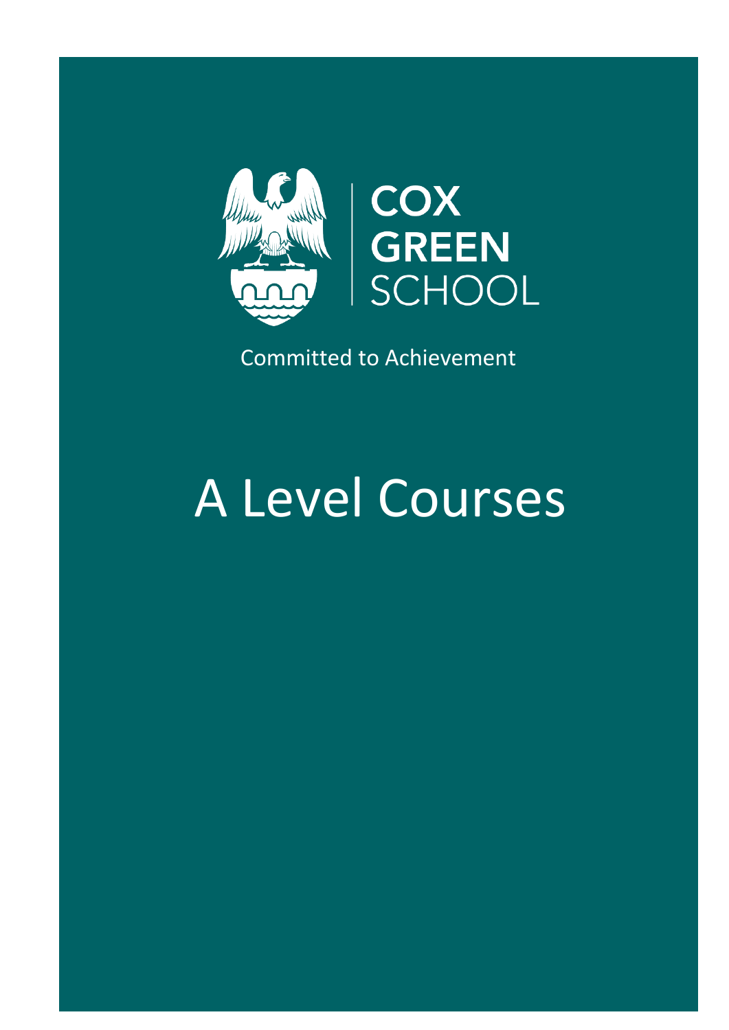COX GREEN SCHOOL

Committed to Achievement

# A Level Courses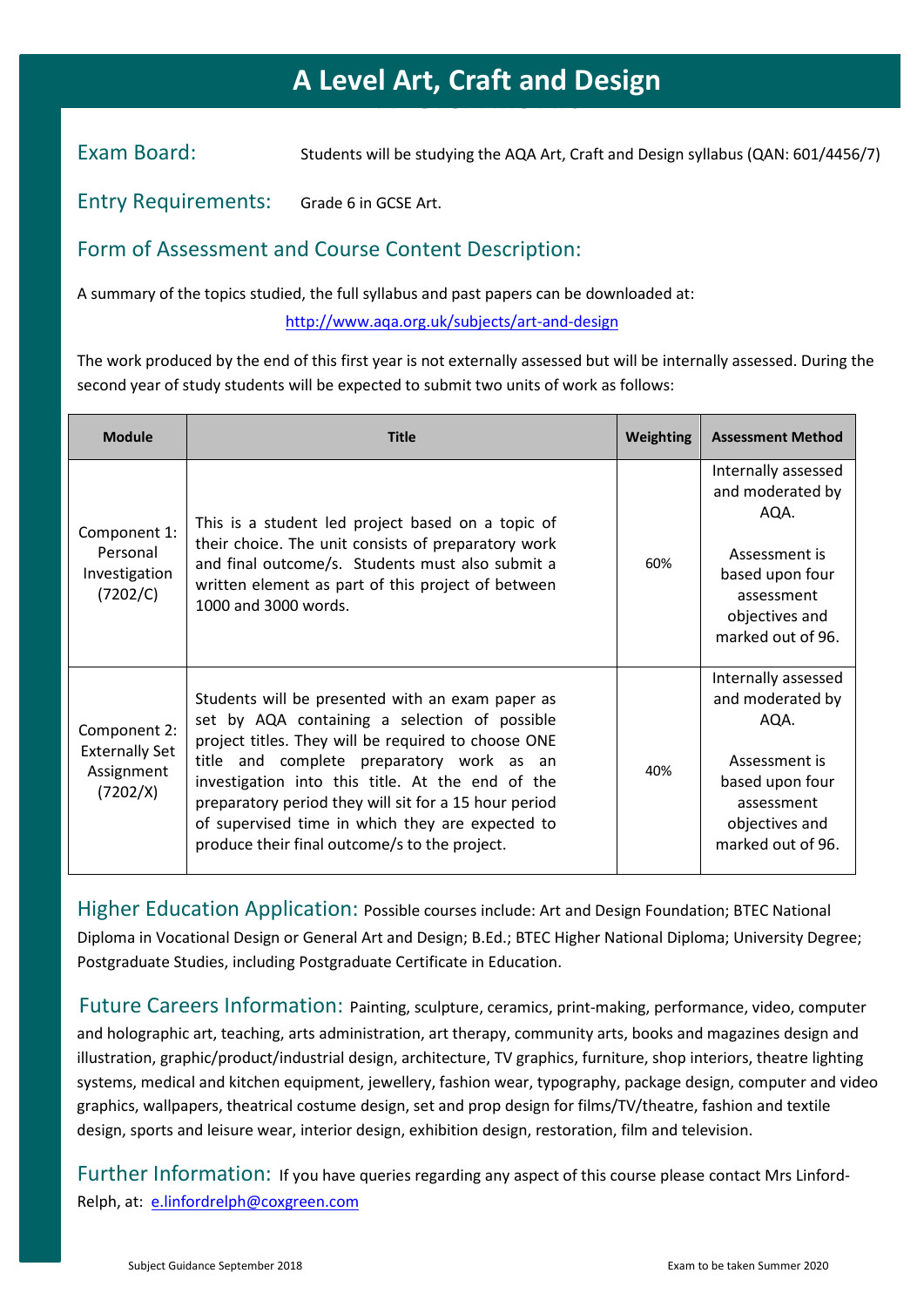# A Level Art, Craft and Design

**Exam Board:** Students will be studying the AQA Art, Craft and Design syllabus (QAN: 601/4456/7)

**Entry Requirements:** Grade 6 in GCSE Art.

## Form of Assessment and Course Content Description:

A summary of the topics studied, the full syllabus and past papers can be downloaded at:

http://www.aqa.org.uk/subjects/art-and-design

The work produced by the end of this first year is not externally assessed but will be internally assessed. During the second year of study students will be expected to submit two units of work as follows:

| Module | Title | Weighting | Assessment Method |
|---|---|---|---|
| Component 1: Personal Investigation (7202/C) | This is a student led project based on a topic of their choice. The unit consists of preparatory work and final outcome/s. Students must also submit a written element as part of this project of between 1000 and 3000 words. | 60% | Internally assessed and moderated by AQA. Assessment is based upon four assessment objectives and marked out of 96. |
| Component 2: Externally Set Assignment (7202/X) | Students will be presented with an exam paper as set by AQA containing a selection of possible project titles. They will be required to choose ONE title and complete preparatory work as an investigation into this title. At the end of the preparatory period they will sit for a 15 hour period of supervised time in which they are expected to produce their final outcome/s to the project. | 40% | Internally assessed and moderated by AQA. Assessment is based upon four assessment objectives and marked out of 96. |

**Higher Education Application:** Possible courses include: Art and Design Foundation; BTEC National Diploma in Vocational Design or General Art and Design; B.Ed.; BTEC Higher National Diploma; University Degree; Postgraduate Studies, including Postgraduate Certificate in Education.

**Future Careers Information:** Painting, sculpture, ceramics, print-making, performance, video, computer and holographic art, teaching, arts administration, art therapy, community arts, books and magazines design and illustration, graphic/product/industrial design, architecture, TV graphics, furniture, shop interiors, theatre lighting systems, medical and kitchen equipment, jewellery, fashion wear, typography, package design, computer and video graphics, wallpapers, theatrical costume design, set and prop design for films/TV/theatre, fashion and textile design, sports and leisure wear, interior design, exhibition design, restoration, film and television.

**Further Information:** If you have queries regarding any aspect of this course please contact Mrs Linford-Relph, at: e.linfordrelph@coxgreen.com

Subject Guidance September 2018 — Exam to be taken Summer 2020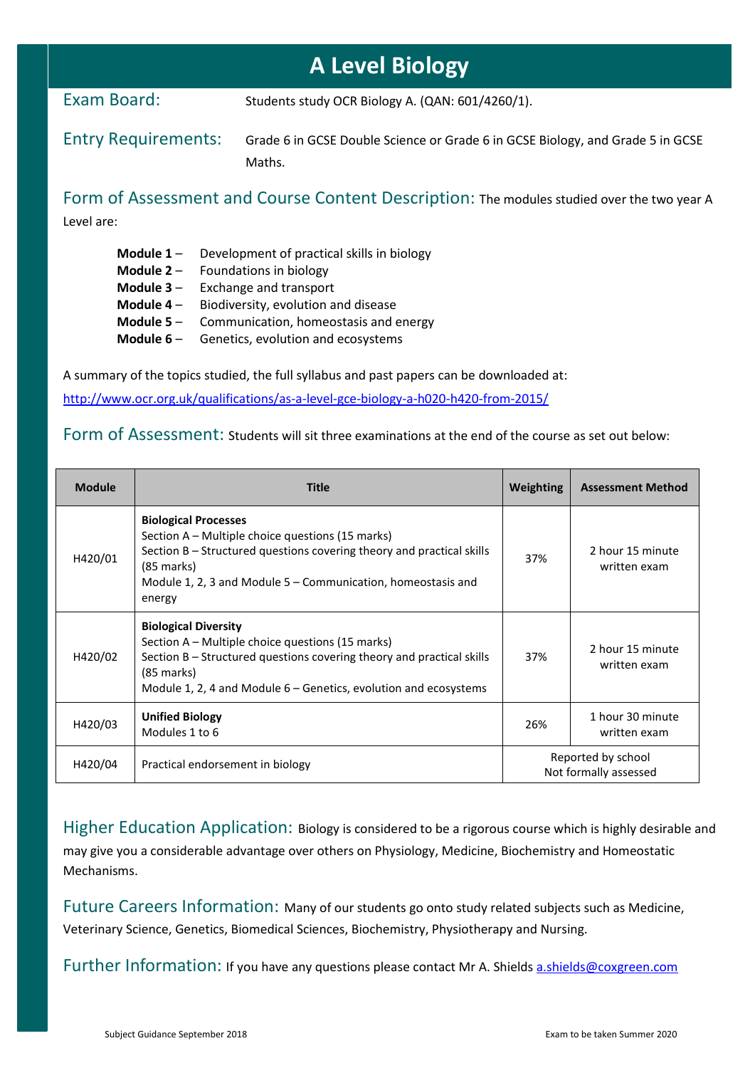# A Level Biology

**Exam Board:** Students study OCR Biology A. (QAN: 601/4260/1).

**Entry Requirements:** Grade 6 in GCSE Double Science or Grade 6 in GCSE Biology, and Grade 5 in GCSE Maths.

## Form of Assessment and Course Content Description:

The modules studied over the two year A Level are:

- **Module 1** – Development of practical skills in biology
- **Module 2** – Foundations in biology
- **Module 3** – Exchange and transport
- **Module 4** – Biodiversity, evolution and disease
- **Module 5** – Communication, homeostasis and energy
- **Module 6** – Genetics, evolution and ecosystems

A summary of the topics studied, the full syllabus and past papers can be downloaded at:

[http://www.ocr.org.uk/qualifications/as-a-level-gce-biology-a-h020-h420-from-2015/](http://www.ocr.org.uk/qualifications/as-a-level-gce-biology-a-h020-h420-from-2015/)

## Form of Assessment:

Students will sit three examinations at the end of the course as set out below:

| Module | Title | Weighting | Assessment Method |
|---|---|---|---|
| H420/01 | **Biological Processes**<br>Section A – Multiple choice questions (15 marks)<br>Section B – Structured questions covering theory and practical skills (85 marks)<br>Module 1, 2, 3 and Module 5 – Communication, homeostasis and energy | 37% | 2 hour 15 minute written exam |
| H420/02 | **Biological Diversity**<br>Section A – Multiple choice questions (15 marks)<br>Section B – Structured questions covering theory and practical skills (85 marks)<br>Module 1, 2, 4 and Module 6 – Genetics, evolution and ecosystems | 37% | 2 hour 15 minute written exam |
| H420/03 | **Unified Biology**<br>Modules 1 to 6 | 26% | 1 hour 30 minute written exam |
| H420/04 | Practical endorsement in biology | Reported by school<br>Not formally assessed | |

## Higher Education Application:

Biology is considered to be a rigorous course which is highly desirable and may give you a considerable advantage over others on Physiology, Medicine, Biochemistry and Homeostatic Mechanisms.

## Future Careers Information:

Many of our students go onto study related subjects such as Medicine, Veterinary Science, Genetics, Biomedical Sciences, Biochemistry, Physiotherapy and Nursing.

## Further Information:

If you have any questions please contact Mr A. Shields [a.shields@coxgreen.com](mailto:a.shields@coxgreen.com)

Subject Guidance September 2018 | Exam to be taken Summer 2020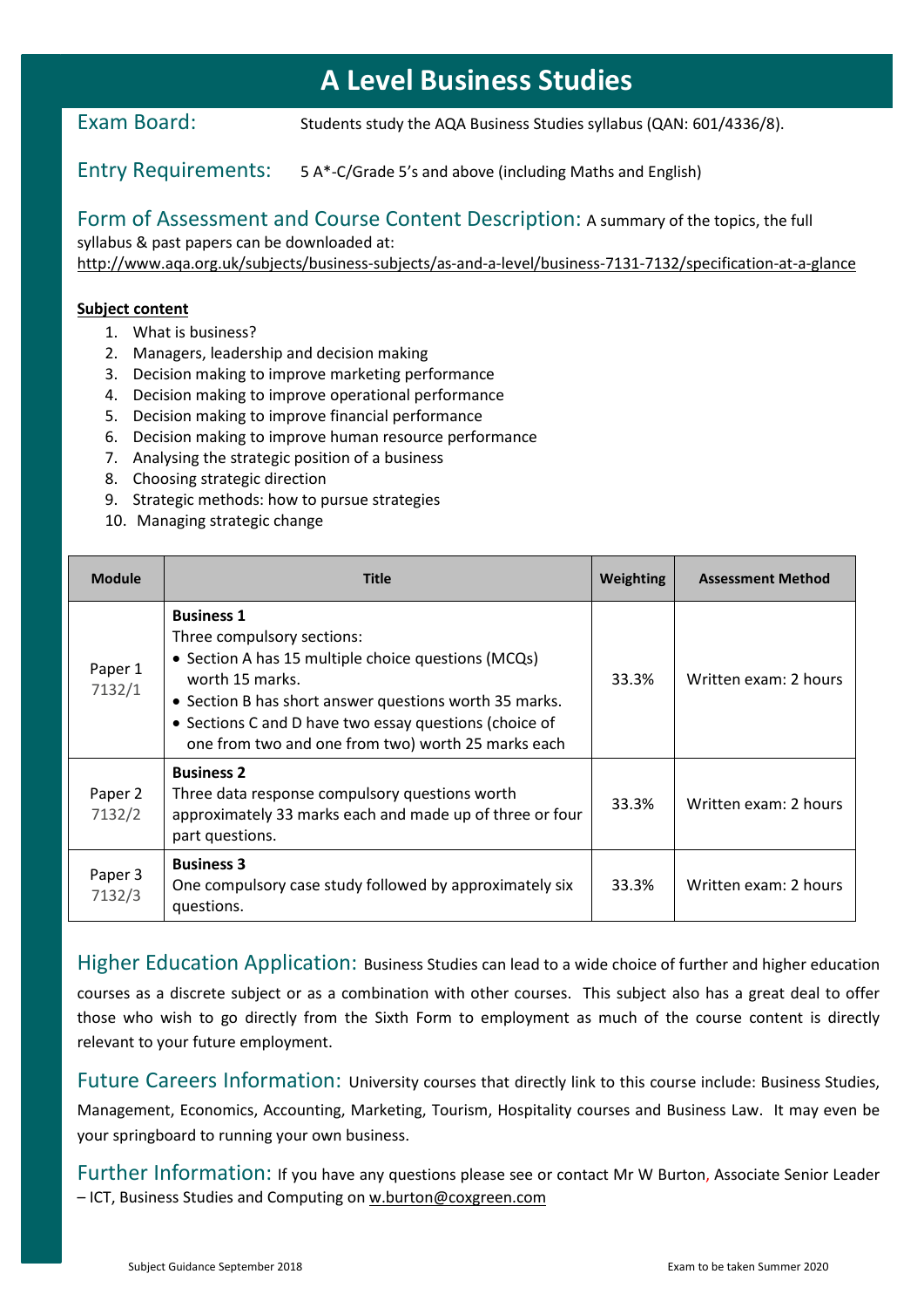# A Level Business Studies

**Exam Board:** Students study the AQA Business Studies syllabus (QAN: 601/4336/8).

**Entry Requirements:** 5 A*-C/Grade 5's and above (including Maths and English)

**Form of Assessment and Course Content Description:** A summary of the topics, the full syllabus & past papers can be downloaded at: http://www.aqa.org.uk/subjects/business-subjects/as-and-a-level/business-7131-7132/specification-at-a-glance

**Subject content**

1. What is business?
2. Managers, leadership and decision making
3. Decision making to improve marketing performance
4. Decision making to improve operational performance
5. Decision making to improve financial performance
6. Decision making to improve human resource performance
7. Analysing the strategic position of a business
8. Choosing strategic direction
9. Strategic methods: how to pursue strategies
10. Managing strategic change

| Module | Title | Weighting | Assessment Method |
|---|---|---|---|
| Paper 1 7132/1 | **Business 1** Three compulsory sections: • Section A has 15 multiple choice questions (MCQs) worth 15 marks. • Section B has short answer questions worth 35 marks. • Sections C and D have two essay questions (choice of one from two and one from two) worth 25 marks each | 33.3% | Written exam: 2 hours |
| Paper 2 7132/2 | **Business 2** Three data response compulsory questions worth approximately 33 marks each and made up of three or four part questions. | 33.3% | Written exam: 2 hours |
| Paper 3 7132/3 | **Business 3** One compulsory case study followed by approximately six questions. | 33.3% | Written exam: 2 hours |

**Higher Education Application:** Business Studies can lead to a wide choice of further and higher education courses as a discrete subject or as a combination with other courses. This subject also has a great deal to offer those who wish to go directly from the Sixth Form to employment as much of the course content is directly relevant to your future employment.

**Future Careers Information:** University courses that directly link to this course include: Business Studies, Management, Economics, Accounting, Marketing, Tourism, Hospitality courses and Business Law. It may even be your springboard to running your own business.

**Further Information:** If you have any questions please see or contact Mr W Burton, Associate Senior Leader – ICT, Business Studies and Computing on w.burton@coxgreen.com

Subject Guidance September 2018 | Exam to be taken Summer 2020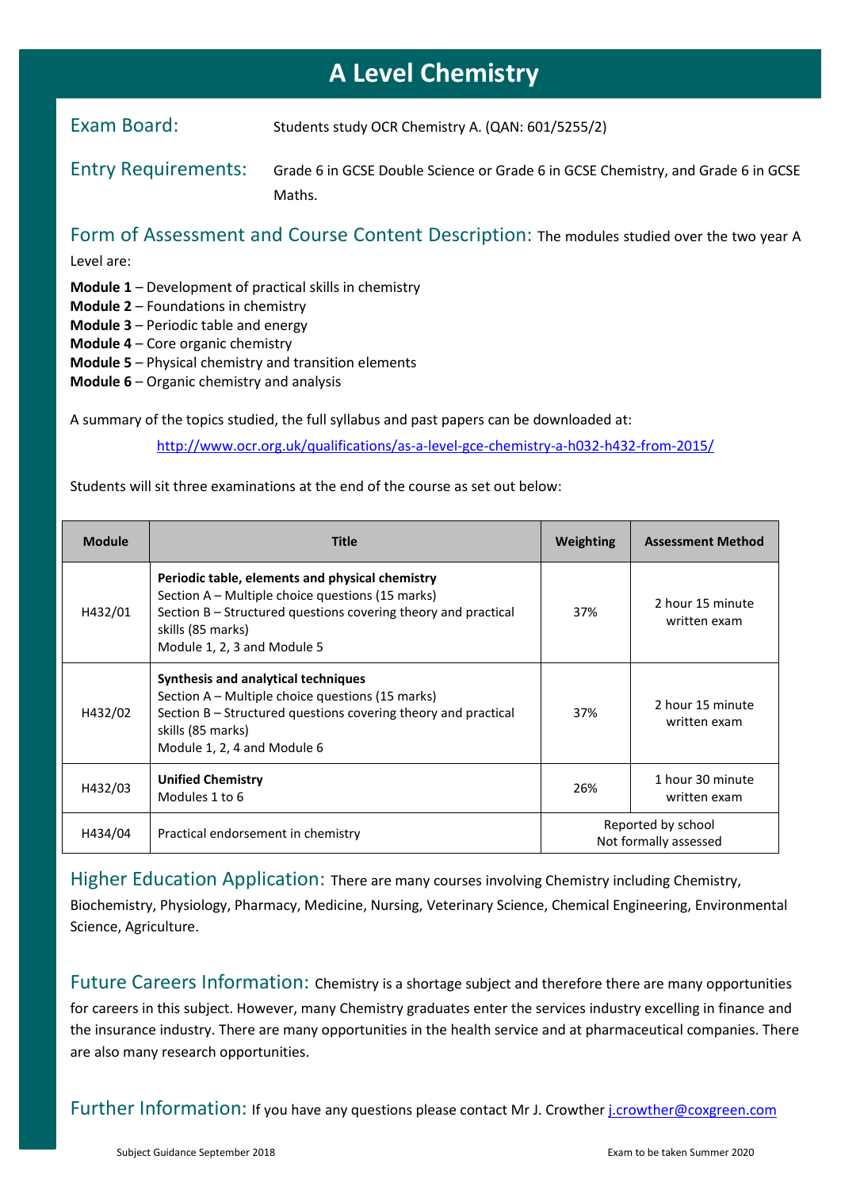# A Level Chemistry

## Exam Board:

Students study OCR Chemistry A. (QAN: 601/5255/2)

## Entry Requirements:

Grade 6 in GCSE Double Science or Grade 6 in GCSE Chemistry, and Grade 6 in GCSE Maths.

## Form of Assessment and Course Content Description:

The modules studied over the two year A Level are:

**Module 1** – Development of practical skills in chemistry
**Module 2** – Foundations in chemistry
**Module 3** – Periodic table and energy
**Module 4** – Core organic chemistry
**Module 5** – Physical chemistry and transition elements
**Module 6** – Organic chemistry and analysis

A summary of the topics studied, the full syllabus and past papers can be downloaded at:

http://www.ocr.org.uk/qualifications/as-a-level-gce-chemistry-a-h032-h432-from-2015/

Students will sit three examinations at the end of the course as set out below:

| Module | Title | Weighting | Assessment Method |
|---|---|---|---|
| H432/01 | **Periodic table, elements and physical chemistry**<br>Section A – Multiple choice questions (15 marks)<br>Section B – Structured questions covering theory and practical skills (85 marks)<br>Module 1, 2, 3 and Module 5 | 37% | 2 hour 15 minute written exam |
| H432/02 | **Synthesis and analytical techniques**<br>Section A – Multiple choice questions (15 marks)<br>Section B – Structured questions covering theory and practical skills (85 marks)<br>Module 1, 2, 4 and Module 6 | 37% | 2 hour 15 minute written exam |
| H432/03 | **Unified Chemistry**<br>Modules 1 to 6 | 26% | 1 hour 30 minute written exam |
| H434/04 | Practical endorsement in chemistry | Reported by school<br>Not formally assessed | |

## Higher Education Application:

There are many courses involving Chemistry including Chemistry, Biochemistry, Physiology, Pharmacy, Medicine, Nursing, Veterinary Science, Chemical Engineering, Environmental Science, Agriculture.

## Future Careers Information:

Chemistry is a shortage subject and therefore there are many opportunities for careers in this subject. However, many Chemistry graduates enter the services industry excelling in finance and the insurance industry. There are many opportunities in the health service and at pharmaceutical companies. There are also many research opportunities.

## Further Information:

If you have any questions please contact Mr J. Crowther j.crowther@coxgreen.com

Subject Guidance September 2018 | Exam to be taken Summer 2020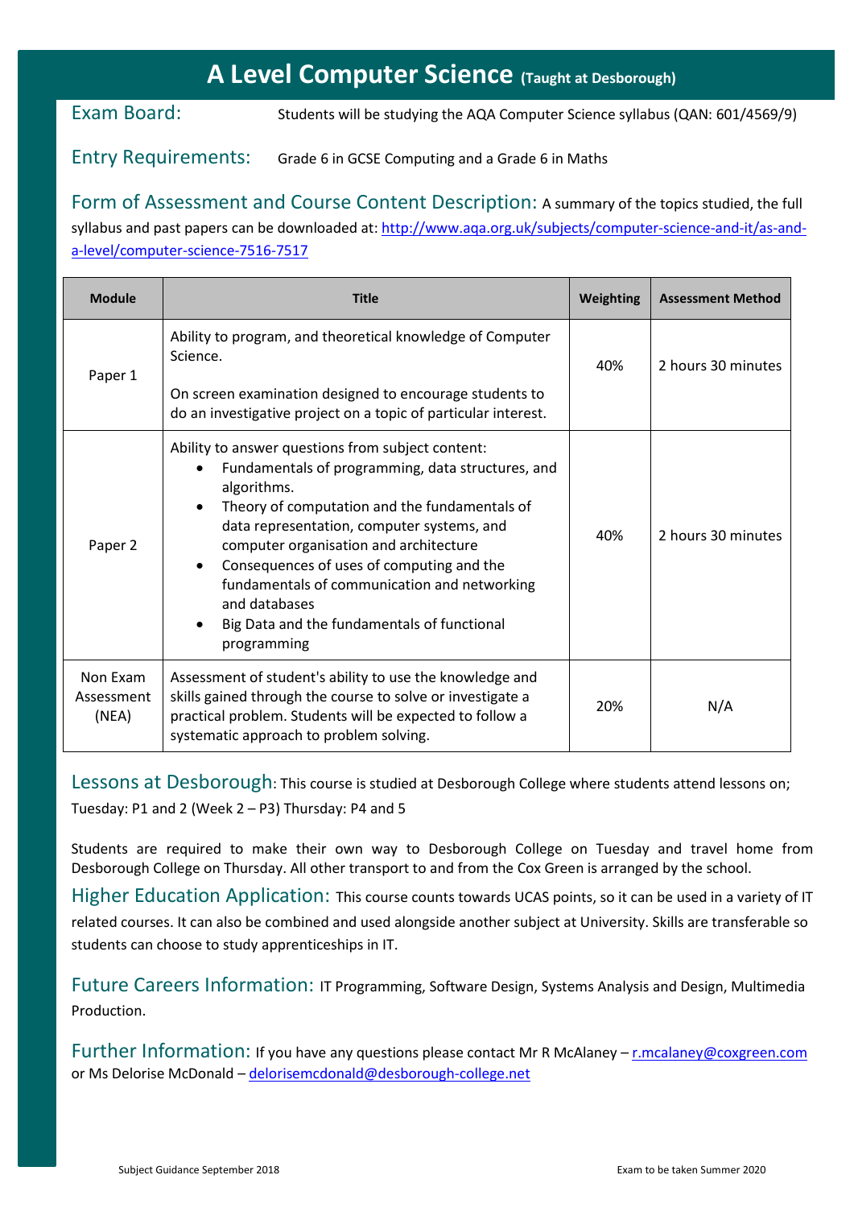# A Level Computer Science (Taught at Desborough)

**Exam Board:** Students will be studying the AQA Computer Science syllabus (QAN: 601/4569/9)

**Entry Requirements:** Grade 6 in GCSE Computing and a Grade 6 in Maths

**Form of Assessment and Course Content Description:** A summary of the topics studied, the full syllabus and past papers can be downloaded at: [http://www.aqa.org.uk/subjects/computer-science-and-it/as-and-a-level/computer-science-7516-7517](http://www.aqa.org.uk/subjects/computer-science-and-it/as-and-a-level/computer-science-7516-7517)

| Module | Title | Weighting | Assessment Method |
|---|---|---|---|
| Paper 1 | Ability to program, and theoretical knowledge of Computer Science.<br><br>On screen examination designed to encourage students to do an investigative project on a topic of particular interest. | 40% | 2 hours 30 minutes |
| Paper 2 | Ability to answer questions from subject content:<br>• Fundamentals of programming, data structures, and algorithms.<br>• Theory of computation and the fundamentals of data representation, computer systems, and computer organisation and architecture<br>• Consequences of uses of computing and the fundamentals of communication and networking and databases<br>• Big Data and the fundamentals of functional programming | 40% | 2 hours 30 minutes |
| Non Exam Assessment (NEA) | Assessment of student's ability to use the knowledge and skills gained through the course to solve or investigate a practical problem. Students will be expected to follow a systematic approach to problem solving. | 20% | N/A |

**Lessons at Desborough:** This course is studied at Desborough College where students attend lessons on; Tuesday: P1 and 2 (Week 2 – P3) Thursday: P4 and 5

Students are required to make their own way to Desborough College on Tuesday and travel home from Desborough College on Thursday. All other transport to and from the Cox Green is arranged by the school.

**Higher Education Application:** This course counts towards UCAS points, so it can be used in a variety of IT related courses. It can also be combined and used alongside another subject at University. Skills are transferable so students can choose to study apprenticeships in IT.

**Future Careers Information:** IT Programming, Software Design, Systems Analysis and Design, Multimedia Production.

**Further Information:** If you have any questions please contact Mr R McAlaney – [r.mcalaney@coxgreen.com](mailto:r.mcalaney@coxgreen.com) or Ms Delorise McDonald – [delorisemcdonald@desborough-college.net](mailto:delorisemcdonald@desborough-college.net)

Subject Guidance September 2018 | Exam to be taken Summer 2020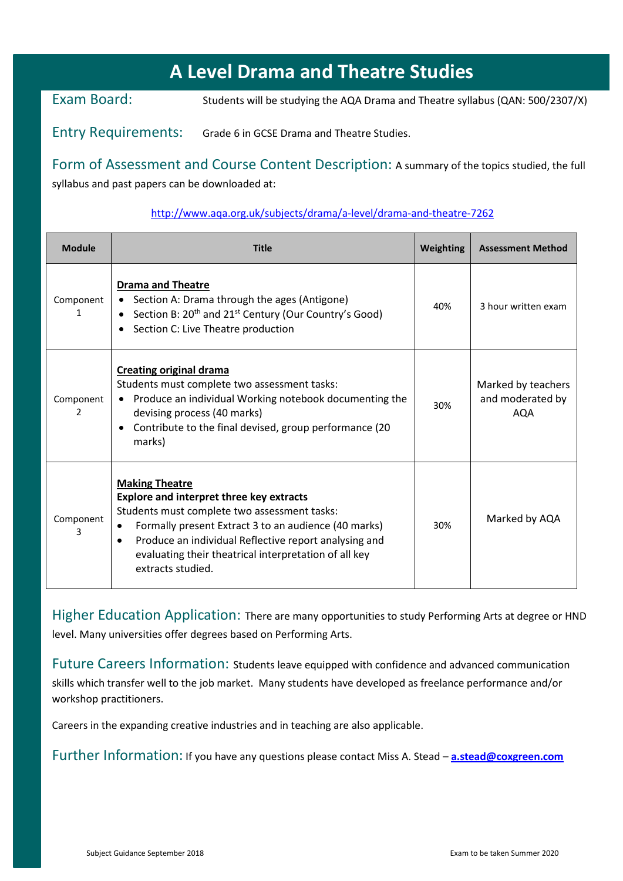# A Level Drama and Theatre Studies

**Exam Board:** Students will be studying the AQA Drama and Theatre syllabus (QAN: 500/2307/X)

**Entry Requirements:** Grade 6 in GCSE Drama and Theatre Studies.

**Form of Assessment and Course Content Description:** A summary of the topics studied, the full syllabus and past papers can be downloaded at:

http://www.aqa.org.uk/subjects/drama/a-level/drama-and-theatre-7262

| Module | Title | Weighting | Assessment Method |
|---|---|---|---|
| Component 1 | **Drama and Theatre**<br>• Section A: Drama through the ages (Antigone)<br>• Section B: 20th and 21st Century (Our Country's Good)<br>• Section C: Live Theatre production | 40% | 3 hour written exam |
| Component 2 | **Creating original drama**<br>Students must complete two assessment tasks:<br>• Produce an individual Working notebook documenting the devising process (40 marks)<br>• Contribute to the final devised, group performance (20 marks) | 30% | Marked by teachers and moderated by AQA |
| Component 3 | **Making Theatre**<br>**Explore and interpret three key extracts**<br>Students must complete two assessment tasks:<br>• Formally present Extract 3 to an audience (40 marks)<br>• Produce an individual Reflective report analysing and evaluating their theatrical interpretation of all key extracts studied. | 30% | Marked by AQA |

**Higher Education Application:** There are many opportunities to study Performing Arts at degree or HND level. Many universities offer degrees based on Performing Arts.

**Future Careers Information:** Students leave equipped with confidence and advanced communication skills which transfer well to the job market. Many students have developed as freelance performance and/or workshop practitioners.

Careers in the expanding creative industries and in teaching are also applicable.

**Further Information:** If you have any questions please contact Miss A. Stead – **a.stead@coxgreen.com**

Subject Guidance September 2018 | Exam to be taken Summer 2020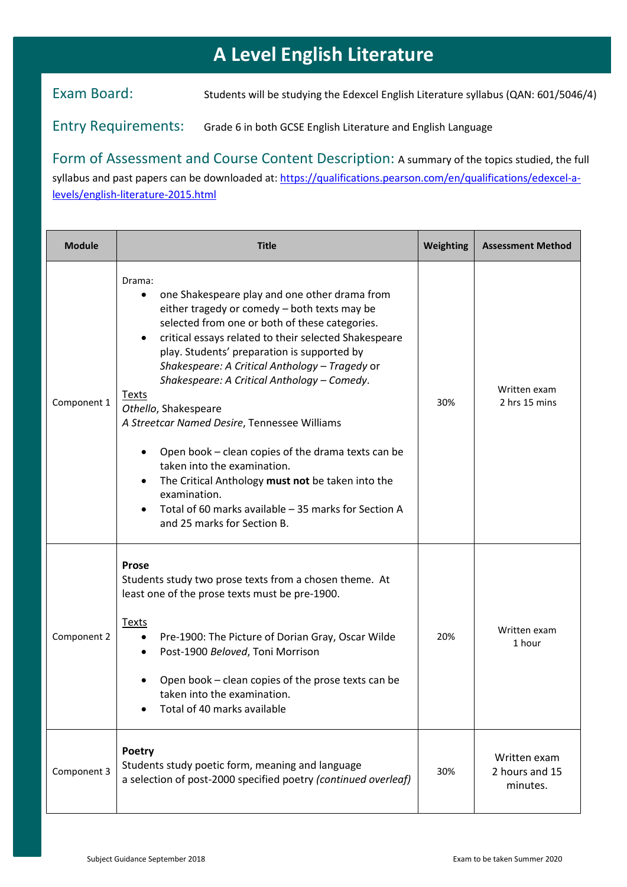# A Level English Literature

**Exam Board:** Students will be studying the Edexcel English Literature syllabus (QAN: 601/5046/4)

**Entry Requirements:** Grade 6 in both GCSE English Literature and English Language

**Form of Assessment and Course Content Description:** A summary of the topics studied, the full syllabus and past papers can be downloaded at: [https://qualifications.pearson.com/en/qualifications/edexcel-a-levels/english-literature-2015.html](https://qualifications.pearson.com/en/qualifications/edexcel-a-levels/english-literature-2015.html)

| Module | Title | Weighting | Assessment Method |
|---|---|---|---|
| Component 1 | Drama:<br>• one Shakespeare play and one other drama from either tragedy or comedy – both texts may be selected from one or both of these categories.<br>• critical essays related to their selected Shakespeare play. Students' preparation is supported by *Shakespeare: A Critical Anthology – Tragedy* or *Shakespeare: A Critical Anthology – Comedy*.<br>Texts<br>*Othello*, Shakespeare<br>*A Streetcar Named Desire*, Tennessee Williams<br>• Open book – clean copies of the drama texts can be taken into the examination.<br>• The Critical Anthology **must not** be taken into the examination.<br>• Total of 60 marks available – 35 marks for Section A and 25 marks for Section B. | 30% | Written exam<br>2 hrs 15 mins |
| Component 2 | **Prose**<br>Students study two prose texts from a chosen theme. At least one of the prose texts must be pre-1900.<br>Texts<br>• Pre-1900: The Picture of Dorian Gray, Oscar Wilde<br>• Post-1900 *Beloved*, Toni Morrison<br>• Open book – clean copies of the prose texts can be taken into the examination.<br>• Total of 40 marks available | 20% | Written exam<br>1 hour |
| Component 3 | **Poetry**<br>Students study poetic form, meaning and language<br>a selection of post-2000 specified poetry *(continued overleaf)* | 30% | Written exam<br>2 hours and 15 minutes. |

Subject Guidance September 2018 — Exam to be taken Summer 2020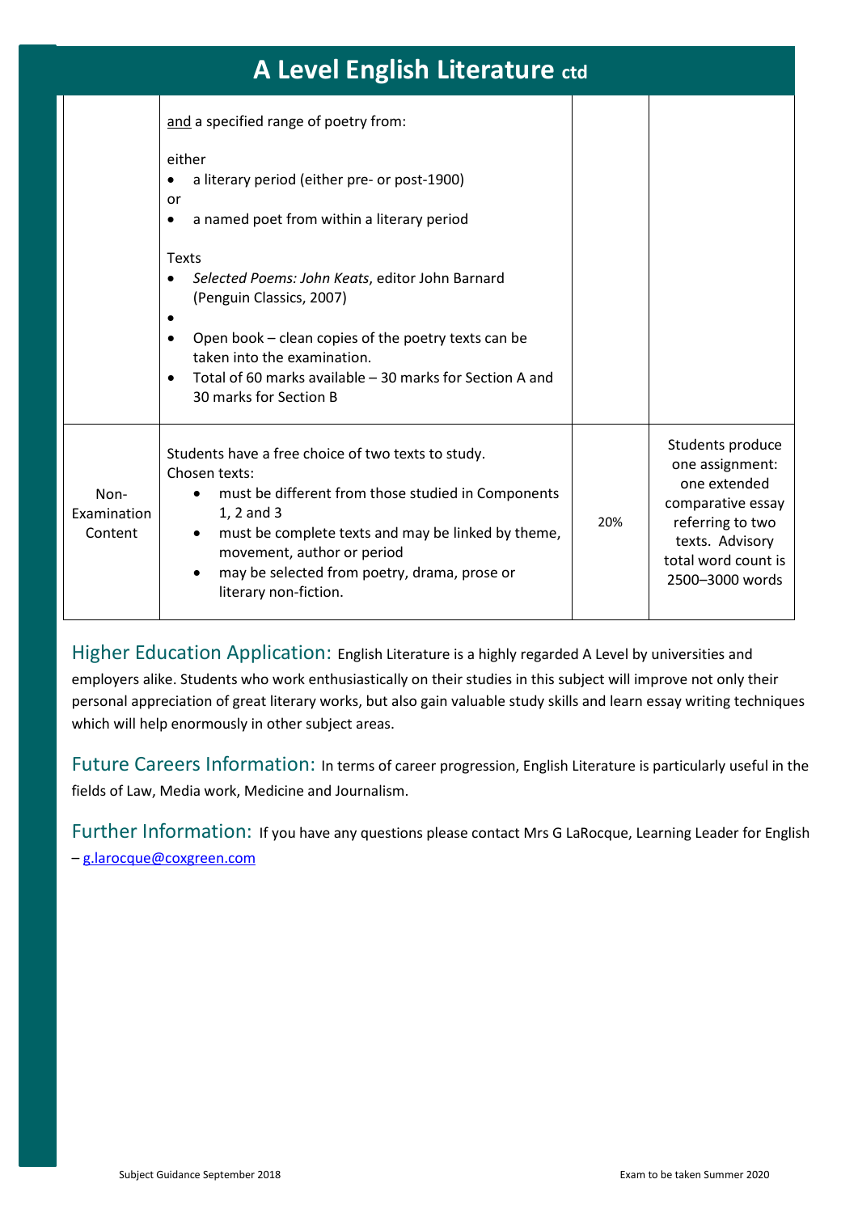# A Level English Literature ctd

| | | | |
|---|---|---|---|
| | <u>and</u> a specified range of poetry from:<br><br>either<br>• a literary period (either pre- or post-1900)<br>or<br>• a named poet from within a literary period<br><br>Texts<br>• *Selected Poems: John Keats*, editor John Barnard (Penguin Classics, 2007)<br>•<br>• Open book – clean copies of the poetry texts can be taken into the examination.<br>• Total of 60 marks available – 30 marks for Section A and 30 marks for Section B | | |
| Non-Examination Content | Students have a free choice of two texts to study. Chosen texts:<br>• must be different from those studied in Components 1, 2 and 3<br>• must be complete texts and may be linked by theme, movement, author or period<br>• may be selected from poetry, drama, prose or literary non-fiction. | 20% | Students produce one assignment: one extended comparative essay referring to two texts. Advisory total word count is 2500–3000 words |

## Higher Education Application:

English Literature is a highly regarded A Level by universities and employers alike. Students who work enthusiastically on their studies in this subject will improve not only their personal appreciation of great literary works, but also gain valuable study skills and learn essay writing techniques which will help enormously in other subject areas.

## Future Careers Information:

In terms of career progression, English Literature is particularly useful in the fields of Law, Media work, Medicine and Journalism.

## Further Information:

If you have any questions please contact Mrs G LaRocque, Learning Leader for English – g.larocque@coxgreen.com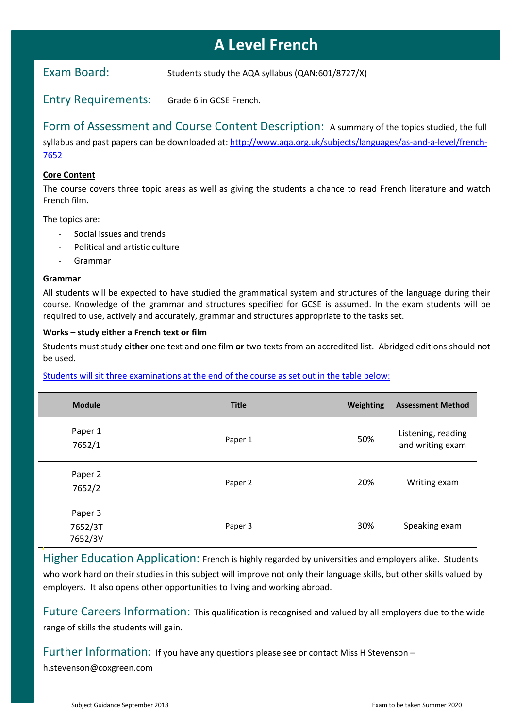# A Level French

## Exam Board:

Students study the AQA syllabus (QAN:601/8727/X)

## Entry Requirements:

Grade 6 in GCSE French.

## Form of Assessment and Course Content Description:

A summary of the topics studied, the full syllabus and past papers can be downloaded at: [http://www.aqa.org.uk/subjects/languages/as-and-a-level/french-7652](http://www.aqa.org.uk/subjects/languages/as-and-a-level/french-7652)

**Core Content**

The course covers three topic areas as well as giving the students a chance to read French literature and watch French film.

The topics are:

- Social issues and trends
- Political and artistic culture
- Grammar

**Grammar**

All students will be expected to have studied the grammatical system and structures of the language during their course. Knowledge of the grammar and structures specified for GCSE is assumed. In the exam students will be required to use, actively and accurately, grammar and structures appropriate to the tasks set.

**Works – study either a French text or film**

Students must study **either** one text and one film **or** two texts from an accredited list. Abridged editions should not be used.

Students will sit three examinations at the end of the course as set out in the table below:

| Module | Title | Weighting | Assessment Method |
|---|---|---|---|
| Paper 1<br>7652/1 | Paper 1 | 50% | Listening, reading and writing exam |
| Paper 2<br>7652/2 | Paper 2 | 20% | Writing exam |
| Paper 3<br>7652/3T<br>7652/3V | Paper 3 | 30% | Speaking exam |

## Higher Education Application:

French is highly regarded by universities and employers alike. Students who work hard on their studies in this subject will improve not only their language skills, but other skills valued by employers. It also opens other opportunities to living and working abroad.

## Future Careers Information:

This qualification is recognised and valued by all employers due to the wide range of skills the students will gain.

## Further Information:

If you have any questions please see or contact Miss H Stevenson – h.stevenson@coxgreen.com

Subject Guidance September 2018 | Exam to be taken Summer 2020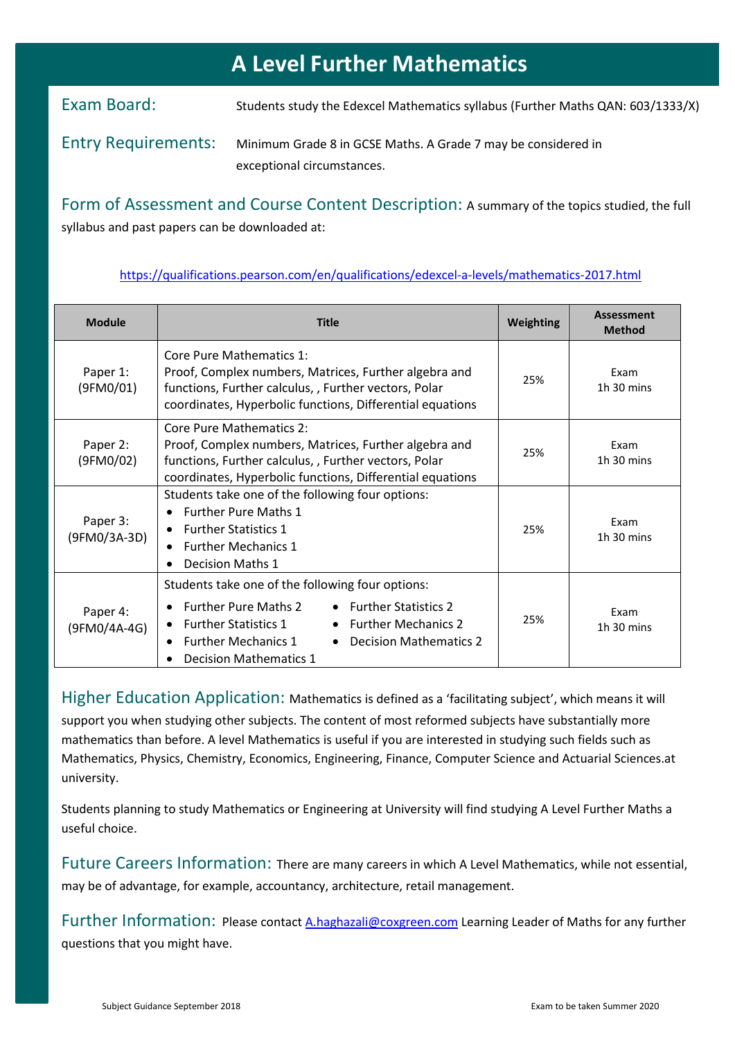# A Level Further Mathematics

**Exam Board:** Students study the Edexcel Mathematics syllabus (Further Maths QAN: 603/1333/X)

**Entry Requirements:** Minimum Grade 8 in GCSE Maths. A Grade 7 may be considered in exceptional circumstances.

**Form of Assessment and Course Content Description:** A summary of the topics studied, the full syllabus and past papers can be downloaded at:

https://qualifications.pearson.com/en/qualifications/edexcel-a-levels/mathematics-2017.html

| Module | Title | Weighting | Assessment Method |
|---|---|---|---|
| Paper 1: (9FM0/01) | Core Pure Mathematics 1: Proof, Complex numbers, Matrices, Further algebra and functions, Further calculus, , Further vectors, Polar coordinates, Hyperbolic functions, Differential equations | 25% | Exam 1h 30 mins |
| Paper 2: (9FM0/02) | Core Pure Mathematics 2: Proof, Complex numbers, Matrices, Further algebra and functions, Further calculus, , Further vectors, Polar coordinates, Hyperbolic functions, Differential equations | 25% | Exam 1h 30 mins |
| Paper 3: (9FM0/3A-3D) | Students take one of the following four options: • Further Pure Maths 1 • Further Statistics 1 • Further Mechanics 1 • Decision Maths 1 | 25% | Exam 1h 30 mins |
| Paper 4: (9FM0/4A-4G) | Students take one of the following four options: • Further Pure Maths 2 • Further Statistics 1 • Further Mechanics 1 • Decision Mathematics 1 • Further Statistics 2 • Further Mechanics 2 • Decision Mathematics 2 | 25% | Exam 1h 30 mins |

**Higher Education Application:** Mathematics is defined as a 'facilitating subject', which means it will support you when studying other subjects. The content of most reformed subjects have substantially more mathematics than before. A level Mathematics is useful if you are interested in studying such fields such as Mathematics, Physics, Chemistry, Economics, Engineering, Finance, Computer Science and Actuarial Sciences.at university.

Students planning to study Mathematics or Engineering at University will find studying A Level Further Maths a useful choice.

**Future Careers Information:** There are many careers in which A Level Mathematics, while not essential, may be of advantage, for example, accountancy, architecture, retail management.

**Further Information:** Please contact A.haghazali@coxgreen.com Learning Leader of Maths for any further questions that you might have.

Subject Guidance September 2018 — Exam to be taken Summer 2020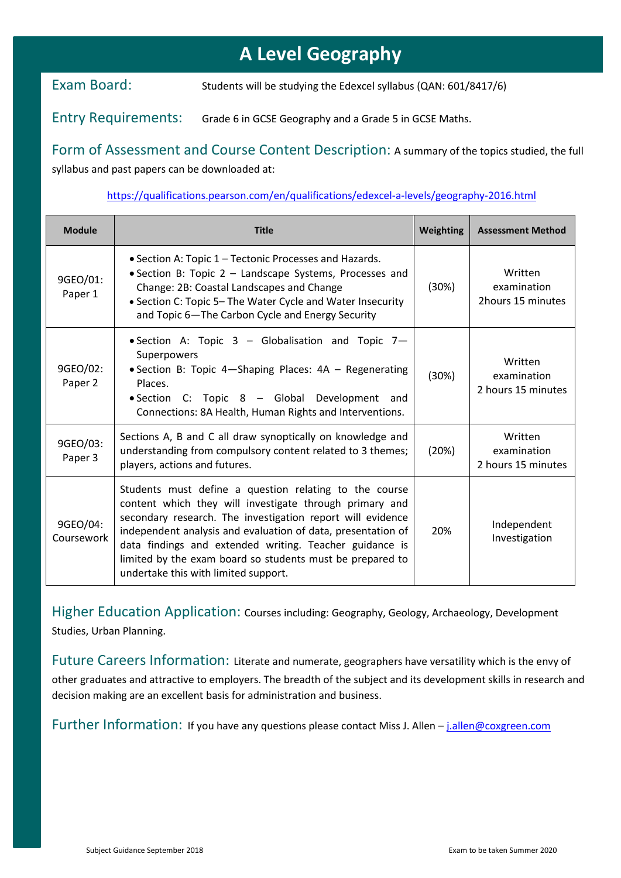# A Level Geography

## Exam Board:

Students will be studying the Edexcel syllabus (QAN: 601/8417/6)

## Entry Requirements:

Grade 6 in GCSE Geography and a Grade 5 in GCSE Maths.

## Form of Assessment and Course Content Description:

A summary of the topics studied, the full syllabus and past papers can be downloaded at:

https://qualifications.pearson.com/en/qualifications/edexcel-a-levels/geography-2016.html

| Module | Title | Weighting | Assessment Method |
|---|---|---|---|
| 9GEO/01: Paper 1 | • Section A: Topic 1 – Tectonic Processes and Hazards.<br>• Section B: Topic 2 – Landscape Systems, Processes and Change: 2B: Coastal Landscapes and Change<br>• Section C: Topic 5– The Water Cycle and Water Insecurity and Topic 6—The Carbon Cycle and Energy Security | (30%) | Written examination 2hours 15 minutes |
| 9GEO/02: Paper 2 | • Section A: Topic 3 – Globalisation and Topic 7—Superpowers<br>• Section B: Topic 4—Shaping Places: 4A – Regenerating Places.<br>• Section C: Topic 8 – Global Development and Connections: 8A Health, Human Rights and Interventions. | (30%) | Written examination 2 hours 15 minutes |
| 9GEO/03: Paper 3 | Sections A, B and C all draw synoptically on knowledge and understanding from compulsory content related to 3 themes; players, actions and futures. | (20%) | Written examination 2 hours 15 minutes |
| 9GEO/04: Coursework | Students must define a question relating to the course content which they will investigate through primary and secondary research. The investigation report will evidence independent analysis and evaluation of data, presentation of data findings and extended writing. Teacher guidance is limited by the exam board so students must be prepared to undertake this with limited support. | 20% | Independent Investigation |

## Higher Education Application:

Courses including: Geography, Geology, Archaeology, Development Studies, Urban Planning.

## Future Careers Information:

Literate and numerate, geographers have versatility which is the envy of other graduates and attractive to employers. The breadth of the subject and its development skills in research and decision making are an excellent basis for administration and business.

## Further Information:

If you have any questions please contact Miss J. Allen – j.allen@coxgreen.com

Subject Guidance September 2018

Exam to be taken Summer 2020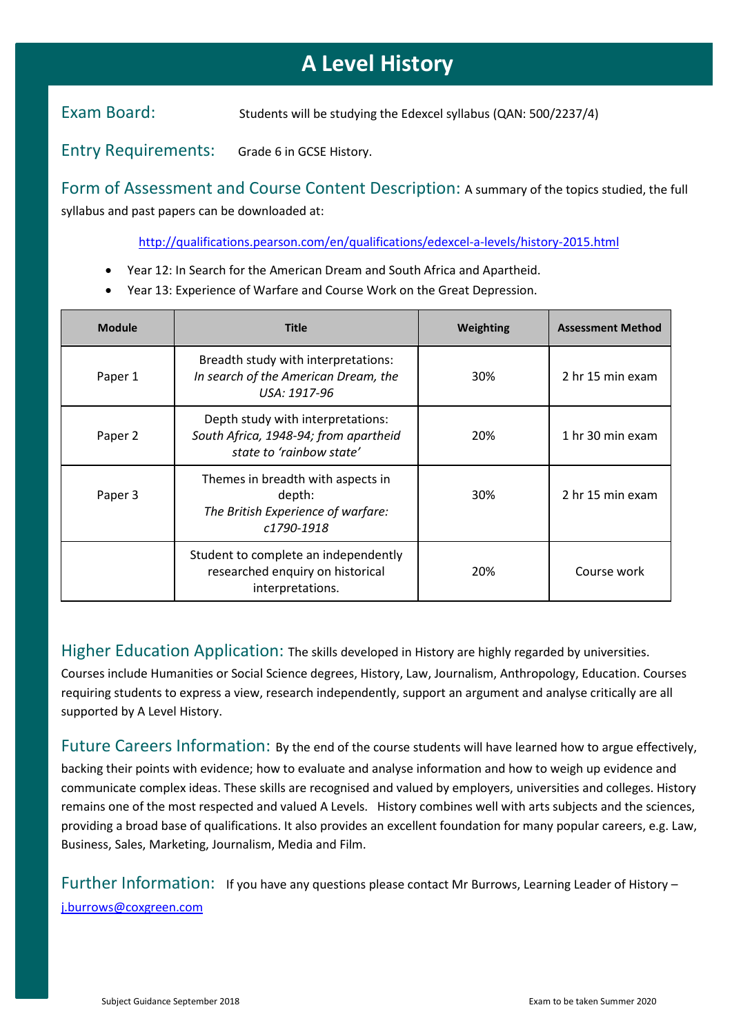# A Level History

## Exam Board:

Students will be studying the Edexcel syllabus (QAN: 500/2237/4)

## Entry Requirements:

Grade 6 in GCSE History.

## Form of Assessment and Course Content Description:

A summary of the topics studied, the full syllabus and past papers can be downloaded at:

http://qualifications.pearson.com/en/qualifications/edexcel-a-levels/history-2015.html

- Year 12: In Search for the American Dream and South Africa and Apartheid.
- Year 13: Experience of Warfare and Course Work on the Great Depression.

| Module | Title | Weighting | Assessment Method |
|---|---|---|---|
| Paper 1 | Breadth study with interpretations: *In search of the American Dream, the USA: 1917-96* | 30% | 2 hr 15 min exam |
| Paper 2 | Depth study with interpretations: *South Africa, 1948-94; from apartheid state to 'rainbow state'* | 20% | 1 hr 30 min exam |
| Paper 3 | Themes in breadth with aspects in depth: *The British Experience of warfare: c1790-1918* | 30% | 2 hr 15 min exam |
| | Student to complete an independently researched enquiry on historical interpretations. | 20% | Course work |

## Higher Education Application:

The skills developed in History are highly regarded by universities. Courses include Humanities or Social Science degrees, History, Law, Journalism, Anthropology, Education. Courses requiring students to express a view, research independently, support an argument and analyse critically are all supported by A Level History.

## Future Careers Information:

By the end of the course students will have learned how to argue effectively, backing their points with evidence; how to evaluate and analyse information and how to weigh up evidence and communicate complex ideas. These skills are recognised and valued by employers, universities and colleges. History remains one of the most respected and valued A Levels. History combines well with arts subjects and the sciences, providing a broad base of qualifications. It also provides an excellent foundation for many popular careers, e.g. Law, Business, Sales, Marketing, Journalism, Media and Film.

## Further Information:

If you have any questions please contact Mr Burrows, Learning Leader of History – j.burrows@coxgreen.com

Subject Guidance September 2018

Exam to be taken Summer 2020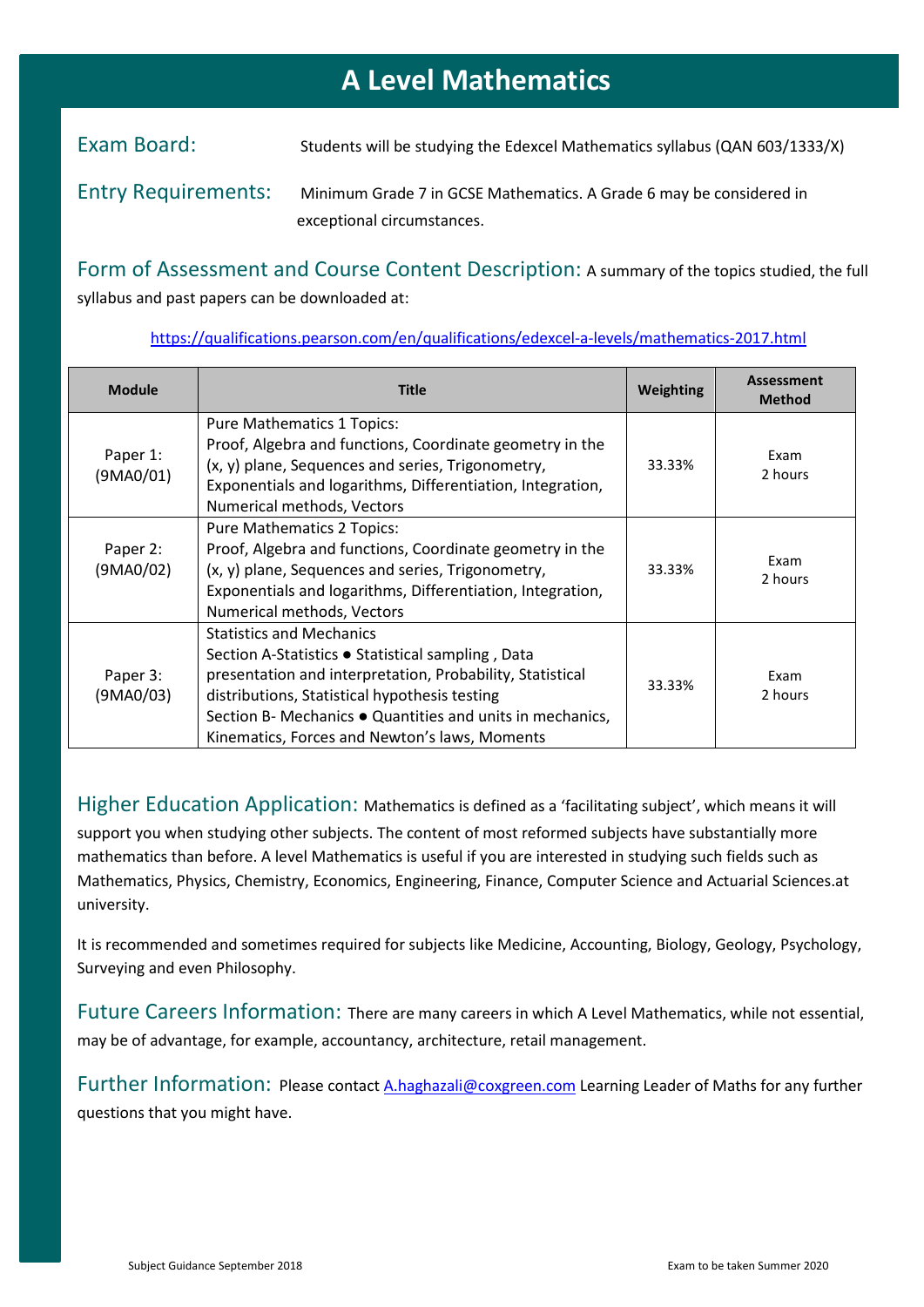# A Level Mathematics

**Exam Board:** Students will be studying the Edexcel Mathematics syllabus (QAN 603/1333/X)

**Entry Requirements:** Minimum Grade 7 in GCSE Mathematics. A Grade 6 may be considered in exceptional circumstances.

**Form of Assessment and Course Content Description:** A summary of the topics studied, the full syllabus and past papers can be downloaded at:

https://qualifications.pearson.com/en/qualifications/edexcel-a-levels/mathematics-2017.html

| Module | Title | Weighting | Assessment Method |
|---|---|---|---|
| Paper 1: (9MA0/01) | Pure Mathematics 1 Topics: Proof, Algebra and functions, Coordinate geometry in the (x, y) plane, Sequences and series, Trigonometry, Exponentials and logarithms, Differentiation, Integration, Numerical methods, Vectors | 33.33% | Exam 2 hours |
| Paper 2: (9MA0/02) | Pure Mathematics 2 Topics: Proof, Algebra and functions, Coordinate geometry in the (x, y) plane, Sequences and series, Trigonometry, Exponentials and logarithms, Differentiation, Integration, Numerical methods, Vectors | 33.33% | Exam 2 hours |
| Paper 3: (9MA0/03) | Statistics and Mechanics Section A-Statistics ● Statistical sampling , Data presentation and interpretation, Probability, Statistical distributions, Statistical hypothesis testing Section B- Mechanics ● Quantities and units in mechanics, Kinematics, Forces and Newton's laws, Moments | 33.33% | Exam 2 hours |

**Higher Education Application:** Mathematics is defined as a 'facilitating subject', which means it will support you when studying other subjects. The content of most reformed subjects have substantially more mathematics than before. A level Mathematics is useful if you are interested in studying such fields such as Mathematics, Physics, Chemistry, Economics, Engineering, Finance, Computer Science and Actuarial Sciences.at university.

It is recommended and sometimes required for subjects like Medicine, Accounting, Biology, Geology, Psychology, Surveying and even Philosophy.

**Future Careers Information:** There are many careers in which A Level Mathematics, while not essential, may be of advantage, for example, accountancy, architecture, retail management.

**Further Information:** Please contact A.haghazali@coxgreen.com Learning Leader of Maths for any further questions that you might have.

Subject Guidance September 2018 | Exam to be taken Summer 2020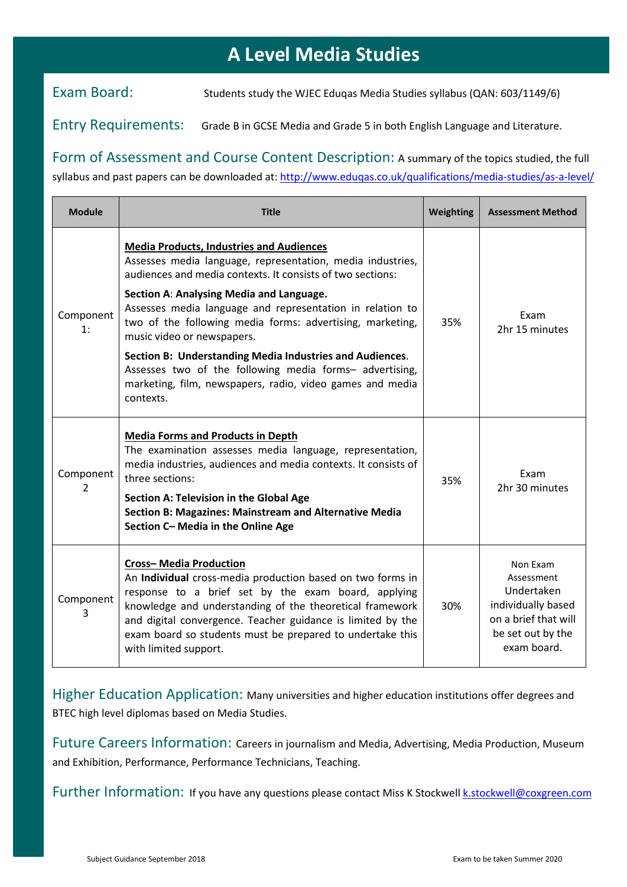# A Level Media Studies

**Exam Board:** Students study the WJEC Eduqas Media Studies syllabus (QAN: 603/1149/6)

**Entry Requirements:** Grade B in GCSE Media and Grade 5 in both English Language and Literature.

**Form of Assessment and Course Content Description:** A summary of the topics studied, the full syllabus and past papers can be downloaded at: [http://www.eduqas.co.uk/qualifications/media-studies/as-a-level/](http://www.eduqas.co.uk/qualifications/media-studies/as-a-level/)

| Module | Title | Weighting | Assessment Method |
|---|---|---|---|
| Component 1: | **Media Products, Industries and Audiences**<br>Assesses media language, representation, media industries, audiences and media contexts. It consists of two sections:<br>**Section A**: **Analysing Media and Language.**<br>Assesses media language and representation in relation to two of the following media forms: advertising, marketing, music video or newspapers.<br>**Section B: Understanding Media Industries and Audiences**.<br>Assesses two of the following media forms– advertising, marketing, film, newspapers, radio, video games and media contexts. | 35% | Exam<br>2hr 15 minutes |
| Component 2 | **Media Forms and Products in Depth**<br>The examination assesses media language, representation, media industries, audiences and media contexts. It consists of three sections:<br>**Section A: Television in the Global Age**<br>**Section B: Magazines: Mainstream and Alternative Media**<br>**Section C– Media in the Online Age** | 35% | Exam<br>2hr 30 minutes |
| Component 3 | **Cross– Media Production**<br>An **Individual** cross-media production based on two forms in response to a brief set by the exam board, applying knowledge and understanding of the theoretical framework and digital convergence. Teacher guidance is limited by the exam board so students must be prepared to undertake this with limited support. | 30% | Non Exam Assessment<br>Undertaken individually based on a brief that will be set out by the exam board. |

**Higher Education Application:** Many universities and higher education institutions offer degrees and BTEC high level diplomas based on Media Studies.

**Future Careers Information:** Careers in journalism and Media, Advertising, Media Production, Museum and Exhibition, Performance, Performance Technicians, Teaching.

**Further Information:** If you have any questions please contact Miss K Stockwell [k.stockwell@coxgreen.com](mailto:k.stockwell@coxgreen.com)

Subject Guidance September 2018

Exam to be taken Summer 2020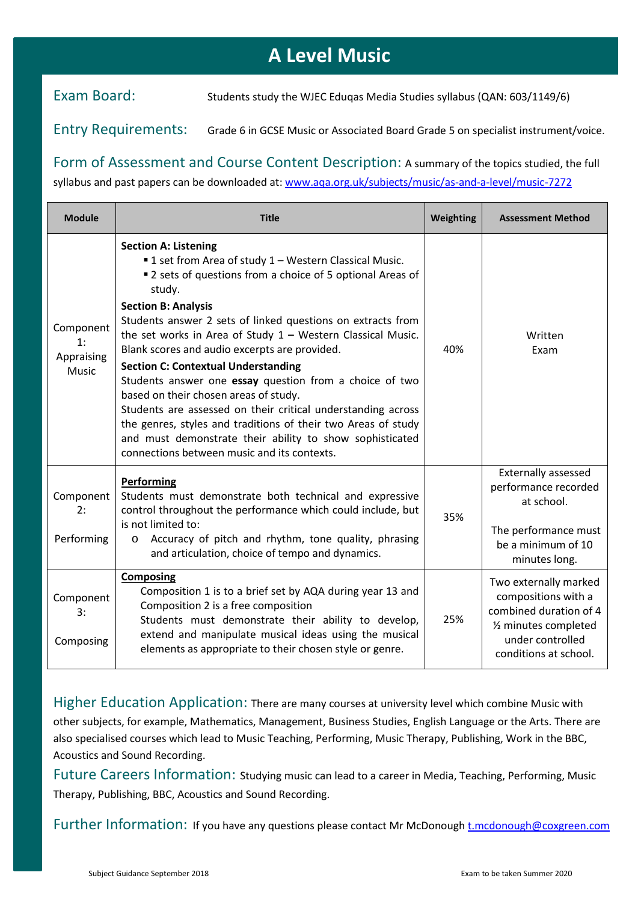# A Level Music

**Exam Board:** Students study the WJEC Eduqas Media Studies syllabus (QAN: 603/1149/6)

**Entry Requirements:** Grade 6 in GCSE Music or Associated Board Grade 5 on specialist instrument/voice.

**Form of Assessment and Course Content Description:** A summary of the topics studied, the full syllabus and past papers can be downloaded at: [www.aqa.org.uk/subjects/music/as-and-a-level/music-7272](www.aqa.org.uk/subjects/music/as-and-a-level/music-7272)

| Module | Title | Weighting | Assessment Method |
|---|---|---|---|
| Component 1: Appraising Music | **Section A: Listening**<br>▪ 1 set from Area of study 1 – Western Classical Music.<br>▪ 2 sets of questions from a choice of 5 optional Areas of study.<br>**Section B: Analysis**<br>Students answer 2 sets of linked questions on extracts from the set works in Area of Study 1 **–** Western Classical Music. Blank scores and audio excerpts are provided.<br>**Section C: Contextual Understanding**<br>Students answer one **essay** question from a choice of two based on their chosen areas of study.<br>Students are assessed on their critical understanding across the genres, styles and traditions of their two Areas of study and must demonstrate their ability to show sophisticated connections between music and its contexts. | 40% | Written Exam |
| Component 2: Performing | **Performing**<br>Students must demonstrate both technical and expressive control throughout the performance which could include, but is not limited to:<br>o Accuracy of pitch and rhythm, tone quality, phrasing and articulation, choice of tempo and dynamics. | 35% | Externally assessed performance recorded at school.<br><br>The performance must be a minimum of 10 minutes long. |
| Component 3: Composing | **Composing**<br>Composition 1 is to a brief set by AQA during year 13 and Composition 2 is a free composition<br>Students must demonstrate their ability to develop, extend and manipulate musical ideas using the musical elements as appropriate to their chosen style or genre. | 25% | Two externally marked compositions with a combined duration of 4 ½ minutes completed under controlled conditions at school. |

**Higher Education Application:** There are many courses at university level which combine Music with other subjects, for example, Mathematics, Management, Business Studies, English Language or the Arts. There are also specialised courses which lead to Music Teaching, Performing, Music Therapy, Publishing, Work in the BBC, Acoustics and Sound Recording.

**Future Careers Information:** Studying music can lead to a career in Media, Teaching, Performing, Music Therapy, Publishing, BBC, Acoustics and Sound Recording.

**Further Information:** If you have any questions please contact Mr McDonough [t.mcdonough@coxgreen.com](mailto:t.mcdonough@coxgreen.com)

Subject Guidance September 2018 — Exam to be taken Summer 2020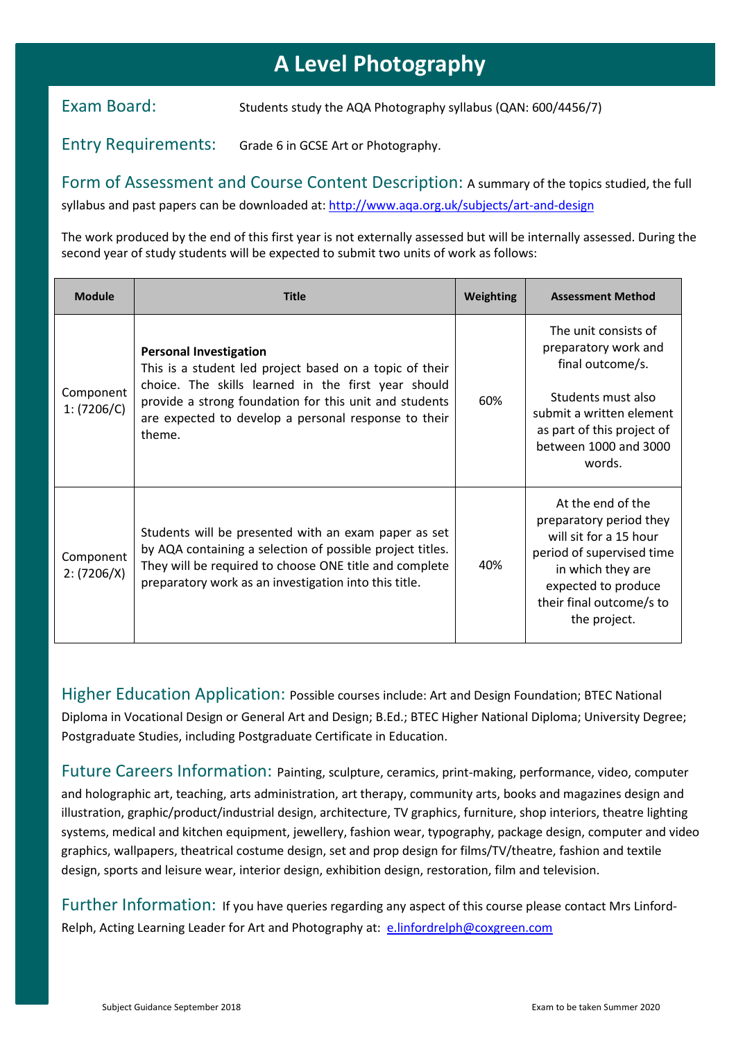# A Level Photography

**Exam Board:** Students study the AQA Photography syllabus (QAN: 600/4456/7)

**Entry Requirements:** Grade 6 in GCSE Art or Photography.

**Form of Assessment and Course Content Description:** A summary of the topics studied, the full syllabus and past papers can be downloaded at: http://www.aqa.org.uk/subjects/art-and-design

The work produced by the end of this first year is not externally assessed but will be internally assessed. During the second year of study students will be expected to submit two units of work as follows:

| Module | Title | Weighting | Assessment Method |
|---|---|---|---|
| Component 1: (7206/C) | **Personal Investigation** This is a student led project based on a topic of their choice. The skills learned in the first year should provide a strong foundation for this unit and students are expected to develop a personal response to their theme. | 60% | The unit consists of preparatory work and final outcome/s. Students must also submit a written element as part of this project of between 1000 and 3000 words. |
| Component 2: (7206/X) | Students will be presented with an exam paper as set by AQA containing a selection of possible project titles. They will be required to choose ONE title and complete preparatory work as an investigation into this title. | 40% | At the end of the preparatory period they will sit for a 15 hour period of supervised time in which they are expected to produce their final outcome/s to the project. |

**Higher Education Application:** Possible courses include: Art and Design Foundation; BTEC National Diploma in Vocational Design or General Art and Design; B.Ed.; BTEC Higher National Diploma; University Degree; Postgraduate Studies, including Postgraduate Certificate in Education.

**Future Careers Information:** Painting, sculpture, ceramics, print-making, performance, video, computer and holographic art, teaching, arts administration, art therapy, community arts, books and magazines design and illustration, graphic/product/industrial design, architecture, TV graphics, furniture, shop interiors, theatre lighting systems, medical and kitchen equipment, jewellery, fashion wear, typography, package design, computer and video graphics, wallpapers, theatrical costume design, set and prop design for films/TV/theatre, fashion and textile design, sports and leisure wear, interior design, exhibition design, restoration, film and television.

**Further Information:** If you have queries regarding any aspect of this course please contact Mrs Linford-Relph, Acting Learning Leader for Art and Photography at: e.linfordrelph@coxgreen.com

Subject Guidance September 2018 — Exam to be taken Summer 2020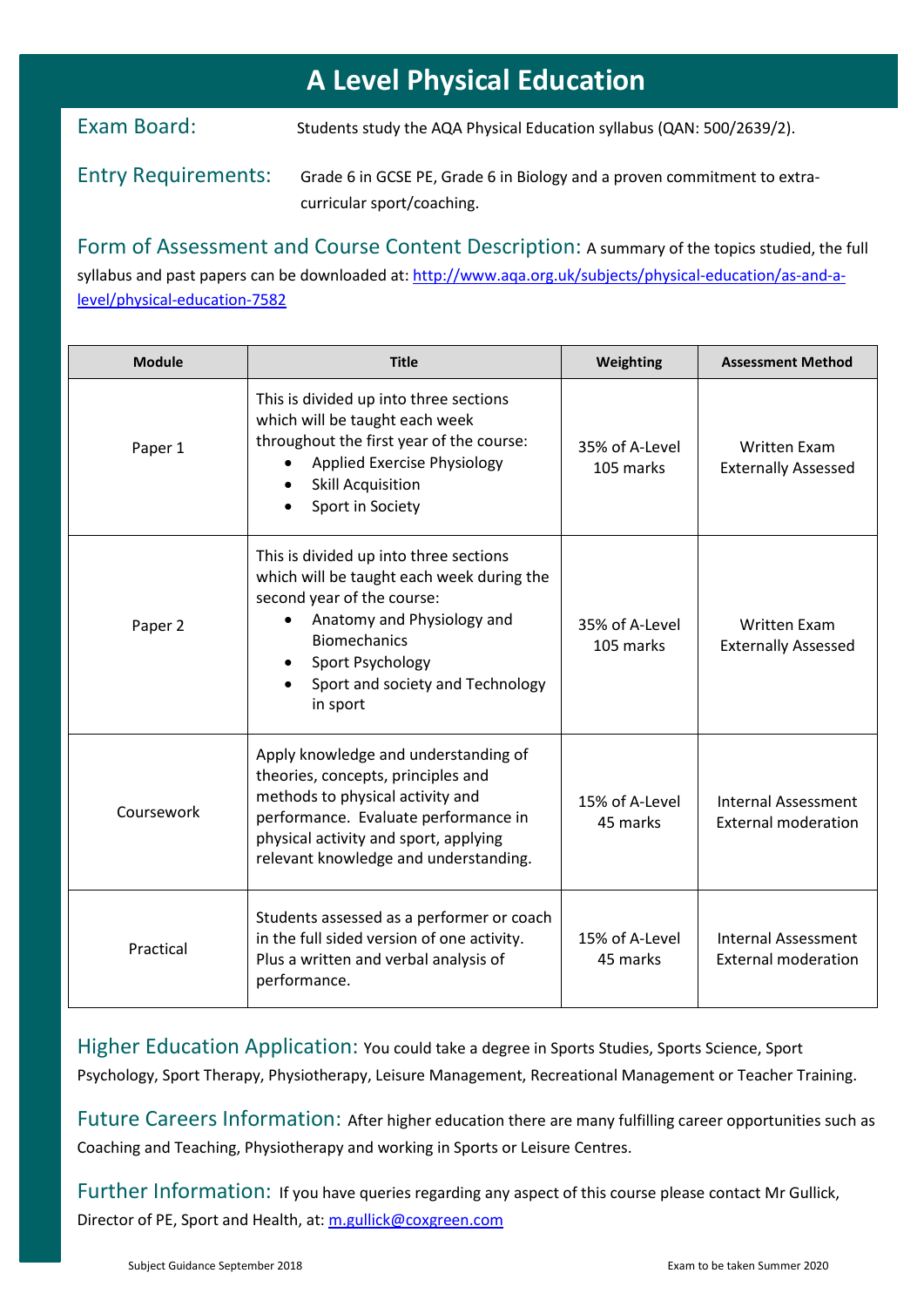# A Level Physical Education

**Exam Board:** Students study the AQA Physical Education syllabus (QAN: 500/2639/2).

**Entry Requirements:** Grade 6 in GCSE PE, Grade 6 in Biology and a proven commitment to extra-curricular sport/coaching.

**Form of Assessment and Course Content Description:** A summary of the topics studied, the full syllabus and past papers can be downloaded at: [http://www.aqa.org.uk/subjects/physical-education/as-and-a-level/physical-education-7582](http://www.aqa.org.uk/subjects/physical-education/as-and-a-level/physical-education-7582)

| Module | Title | Weighting | Assessment Method |
|---|---|---|---|
| Paper 1 | This is divided up into three sections which will be taught each week throughout the first year of the course:<br>• Applied Exercise Physiology<br>• Skill Acquisition<br>• Sport in Society | 35% of A-Level<br>105 marks | Written Exam<br>Externally Assessed |
| Paper 2 | This is divided up into three sections which will be taught each week during the second year of the course:<br>• Anatomy and Physiology and Biomechanics<br>• Sport Psychology<br>• Sport and society and Technology in sport | 35% of A-Level<br>105 marks | Written Exam<br>Externally Assessed |
| Coursework | Apply knowledge and understanding of theories, concepts, principles and methods to physical activity and performance. Evaluate performance in physical activity and sport, applying relevant knowledge and understanding. | 15% of A-Level<br>45 marks | Internal Assessment<br>External moderation |
| Practical | Students assessed as a performer or coach in the full sided version of one activity. Plus a written and verbal analysis of performance. | 15% of A-Level<br>45 marks | Internal Assessment<br>External moderation |

**Higher Education Application:** You could take a degree in Sports Studies, Sports Science, Sport Psychology, Sport Therapy, Physiotherapy, Leisure Management, Recreational Management or Teacher Training.

**Future Careers Information:** After higher education there are many fulfilling career opportunities such as Coaching and Teaching, Physiotherapy and working in Sports or Leisure Centres.

**Further Information:** If you have queries regarding any aspect of this course please contact Mr Gullick, Director of PE, Sport and Health, at: [m.gullick@coxgreen.com](mailto:m.gullick@coxgreen.com)

Subject Guidance September 2018 — Exam to be taken Summer 2020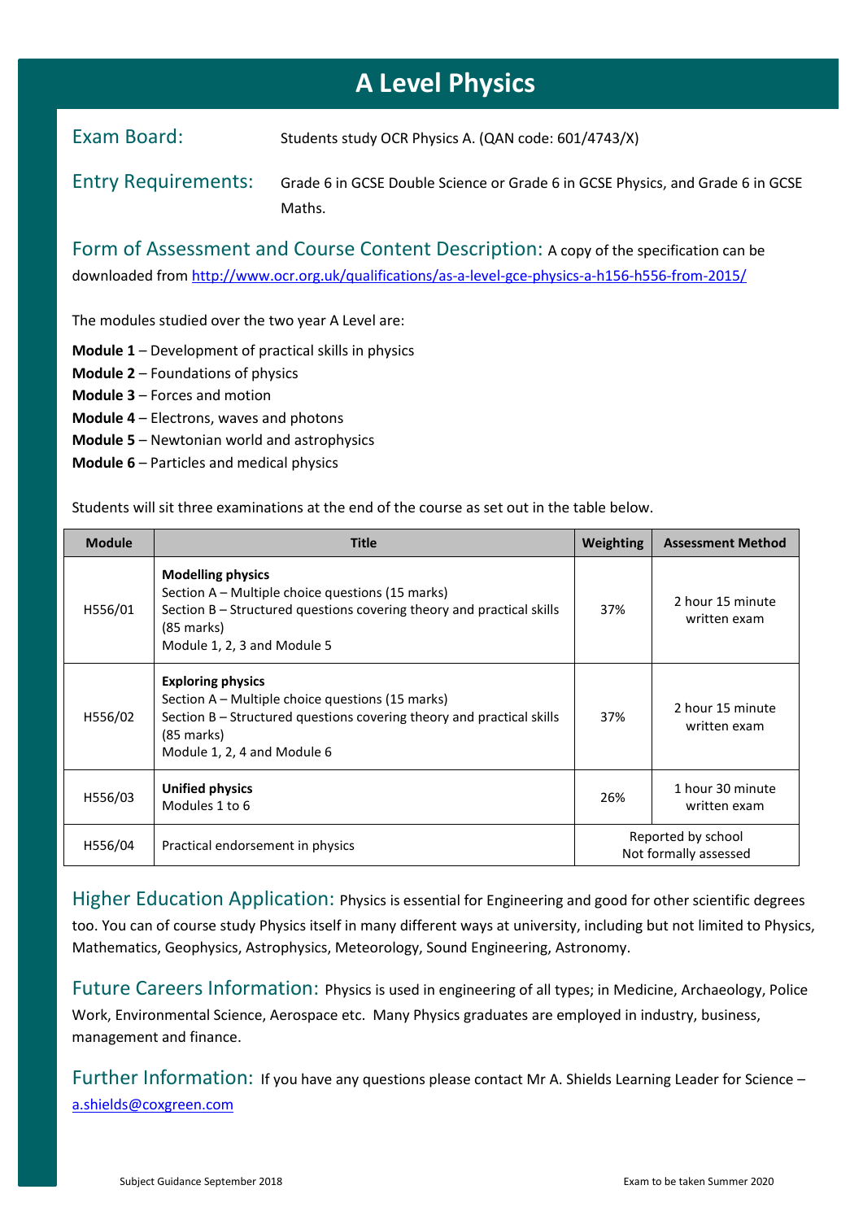# A Level Physics

**Exam Board:** Students study OCR Physics A. (QAN code: 601/4743/X)

**Entry Requirements:** Grade 6 in GCSE Double Science or Grade 6 in GCSE Physics, and Grade 6 in GCSE Maths.

**Form of Assessment and Course Content Description:** A copy of the specification can be downloaded from http://www.ocr.org.uk/qualifications/as-a-level-gce-physics-a-h156-h556-from-2015/

The modules studied over the two year A Level are:

**Module 1** – Development of practical skills in physics
**Module 2** – Foundations of physics
**Module 3** – Forces and motion
**Module 4** – Electrons, waves and photons
**Module 5** – Newtonian world and astrophysics
**Module 6** – Particles and medical physics

Students will sit three examinations at the end of the course as set out in the table below.

| Module | Title | Weighting | Assessment Method |
|---|---|---|---|
| H556/01 | **Modelling physics**<br>Section A – Multiple choice questions (15 marks)<br>Section B – Structured questions covering theory and practical skills (85 marks)<br>Module 1, 2, 3 and Module 5 | 37% | 2 hour 15 minute written exam |
| H556/02 | **Exploring physics**<br>Section A – Multiple choice questions (15 marks)<br>Section B – Structured questions covering theory and practical skills (85 marks)<br>Module 1, 2, 4 and Module 6 | 37% | 2 hour 15 minute written exam |
| H556/03 | **Unified physics**<br>Modules 1 to 6 | 26% | 1 hour 30 minute written exam |
| H556/04 | Practical endorsement in physics | Reported by school<br>Not formally assessed | |

**Higher Education Application:** Physics is essential for Engineering and good for other scientific degrees too. You can of course study Physics itself in many different ways at university, including but not limited to Physics, Mathematics, Geophysics, Astrophysics, Meteorology, Sound Engineering, Astronomy.

**Future Careers Information:** Physics is used in engineering of all types; in Medicine, Archaeology, Police Work, Environmental Science, Aerospace etc. Many Physics graduates are employed in industry, business, management and finance.

**Further Information:** If you have any questions please contact Mr A. Shields Learning Leader for Science – a.shields@coxgreen.com

Subject Guidance September 2018 Exam to be taken Summer 2020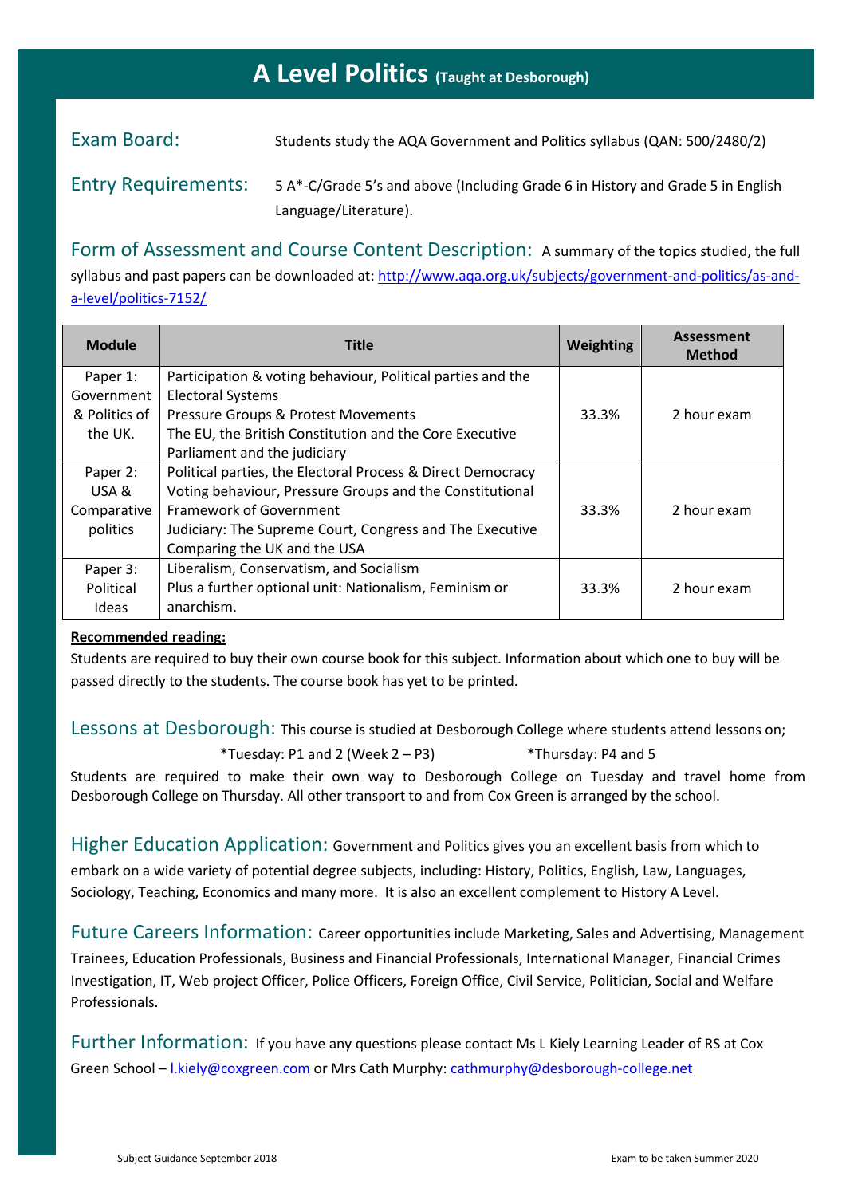# A Level Politics (Taught at Desborough)

**Exam Board:** Students study the AQA Government and Politics syllabus (QAN: 500/2480/2)

**Entry Requirements:** 5 A*-C/Grade 5's and above (Including Grade 6 in History and Grade 5 in English Language/Literature).

**Form of Assessment and Course Content Description:** A summary of the topics studied, the full syllabus and past papers can be downloaded at: http://www.aqa.org.uk/subjects/government-and-politics/as-and-a-level/politics-7152/

| Module | Title | Weighting | Assessment Method |
|---|---|---|---|
| Paper 1: Government & Politics of the UK. | Participation & voting behaviour, Political parties and the Electoral Systems<br>Pressure Groups & Protest Movements<br>The EU, the British Constitution and the Core Executive<br>Parliament and the judiciary | 33.3% | 2 hour exam |
| Paper 2: USA & Comparative politics | Political parties, the Electoral Process & Direct Democracy<br>Voting behaviour, Pressure Groups and the Constitutional Framework of Government<br>Judiciary: The Supreme Court, Congress and The Executive<br>Comparing the UK and the USA | 33.3% | 2 hour exam |
| Paper 3: Political Ideas | Liberalism, Conservatism, and Socialism<br>Plus a further optional unit: Nationalism, Feminism or anarchism. | 33.3% | 2 hour exam |

**Recommended reading:**

Students are required to buy their own course book for this subject. Information about which one to buy will be passed directly to the students. The course book has yet to be printed.

**Lessons at Desborough:** This course is studied at Desborough College where students attend lessons on;

*Tuesday: P1 and 2 (Week 2 – P3) *Thursday: P4 and 5

Students are required to make their own way to Desborough College on Tuesday and travel home from Desborough College on Thursday. All other transport to and from Cox Green is arranged by the school.

**Higher Education Application:** Government and Politics gives you an excellent basis from which to embark on a wide variety of potential degree subjects, including: History, Politics, English, Law, Languages, Sociology, Teaching, Economics and many more. It is also an excellent complement to History A Level.

**Future Careers Information:** Career opportunities include Marketing, Sales and Advertising, Management Trainees, Education Professionals, Business and Financial Professionals, International Manager, Financial Crimes Investigation, IT, Web project Officer, Police Officers, Foreign Office, Civil Service, Politician, Social and Welfare Professionals.

**Further Information:** If you have any questions please contact Ms L Kiely Learning Leader of RS at Cox Green School – l.kiely@coxgreen.com or Mrs Cath Murphy: cathmurphy@desborough-college.net

Subject Guidance September 2018 Exam to be taken Summer 2020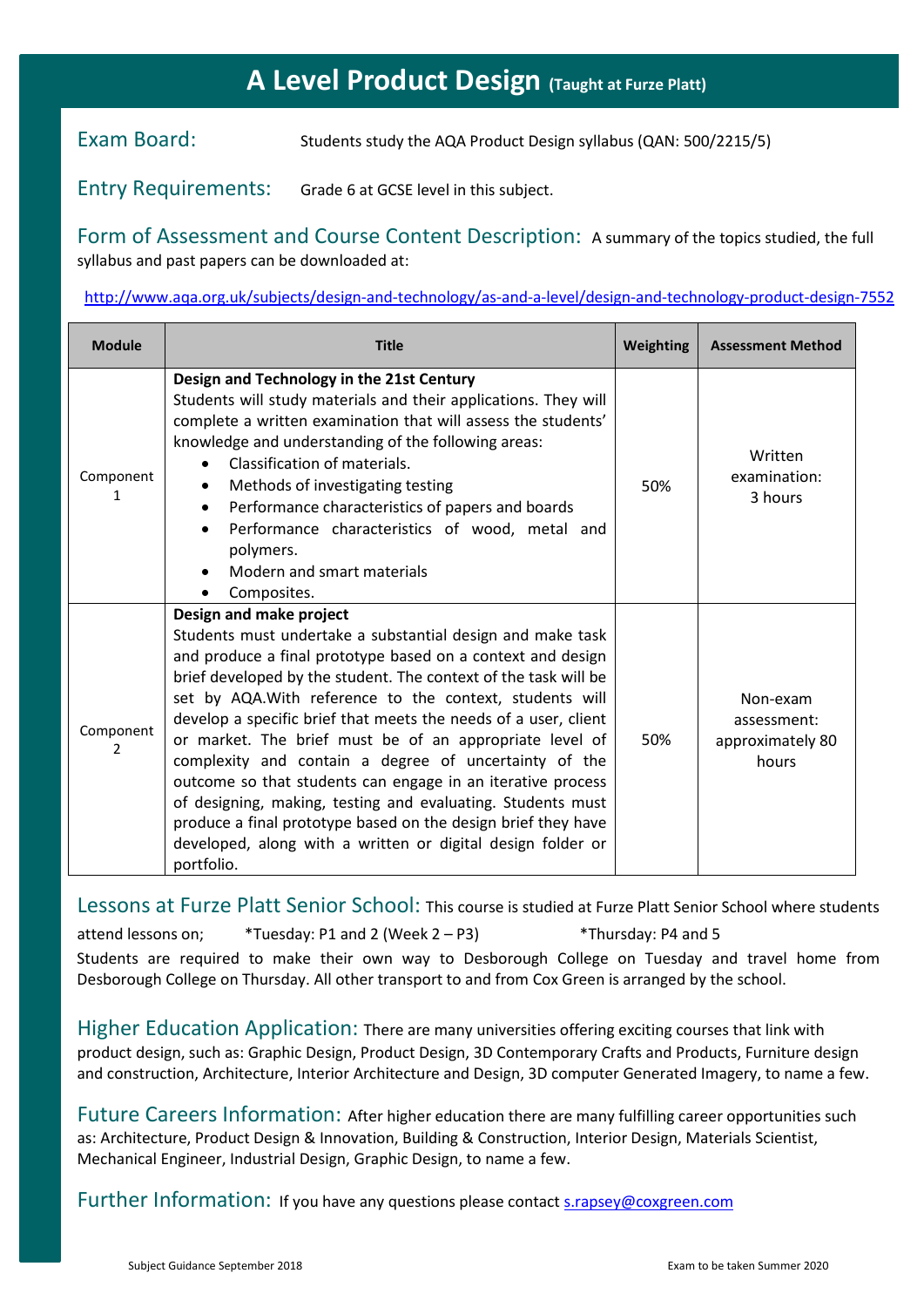# A Level Product Design (Taught at Furze Platt)

**Exam Board:** Students study the AQA Product Design syllabus (QAN: 500/2215/5)

**Entry Requirements:** Grade 6 at GCSE level in this subject.

**Form of Assessment and Course Content Description:** A summary of the topics studied, the full syllabus and past papers can be downloaded at:

http://www.aqa.org.uk/subjects/design-and-technology/as-and-a-level/design-and-technology-product-design-7552

| Module | Title | Weighting | Assessment Method |
|---|---|---|---|
| Component 1 | **Design and Technology in the 21st Century**<br>Students will study materials and their applications. They will complete a written examination that will assess the students' knowledge and understanding of the following areas:<br>• Classification of materials.<br>• Methods of investigating testing<br>• Performance characteristics of papers and boards<br>• Performance characteristics of wood, metal and polymers.<br>• Modern and smart materials<br>• Composites. | 50% | Written examination: 3 hours |
| Component 2 | **Design and make project**<br>Students must undertake a substantial design and make task and produce a final prototype based on a context and design brief developed by the student. The context of the task will be set by AQA.With reference to the context, students will develop a specific brief that meets the needs of a user, client or market. The brief must be of an appropriate level of complexity and contain a degree of uncertainty of the outcome so that students can engage in an iterative process of designing, making, testing and evaluating. Students must produce a final prototype based on the design brief they have developed, along with a written or digital design folder or portfolio. | 50% | Non-exam assessment: approximately 80 hours |

**Lessons at Furze Platt Senior School:** This course is studied at Furze Platt Senior School where students attend lessons on; *Tuesday: P1 and 2 (Week 2 – P3) *Thursday: P4 and 5

Students are required to make their own way to Desborough College on Tuesday and travel home from Desborough College on Thursday. All other transport to and from Cox Green is arranged by the school.

**Higher Education Application:** There are many universities offering exciting courses that link with product design, such as: Graphic Design, Product Design, 3D Contemporary Crafts and Products, Furniture design and construction, Architecture, Interior Architecture and Design, 3D computer Generated Imagery, to name a few.

**Future Careers Information:** After higher education there are many fulfilling career opportunities such as: Architecture, Product Design & Innovation, Building & Construction, Interior Design, Materials Scientist, Mechanical Engineer, Industrial Design, Graphic Design, to name a few.

**Further Information:** If you have any questions please contact s.rapsey@coxgreen.com

Subject Guidance September 2018 Exam to be taken Summer 2020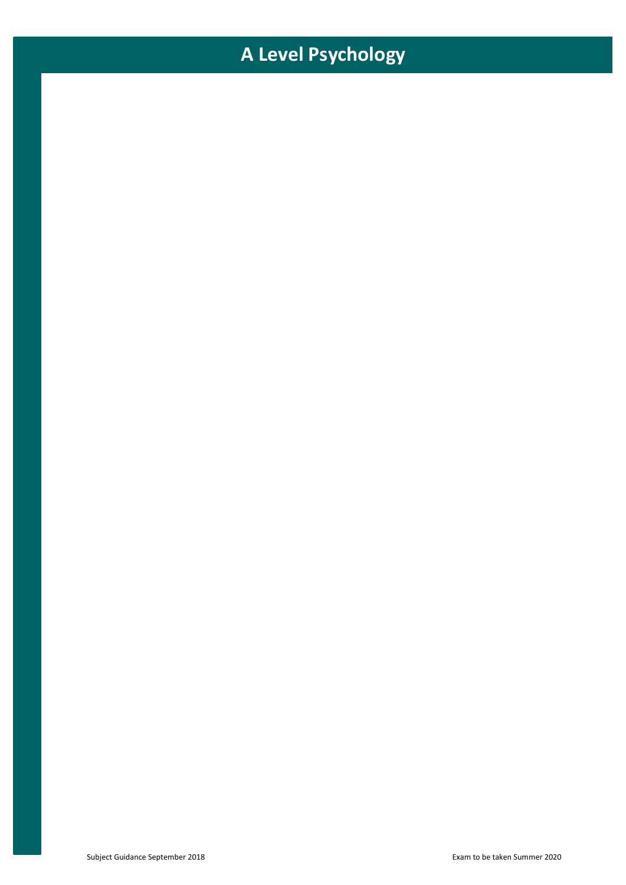# A Level Psychology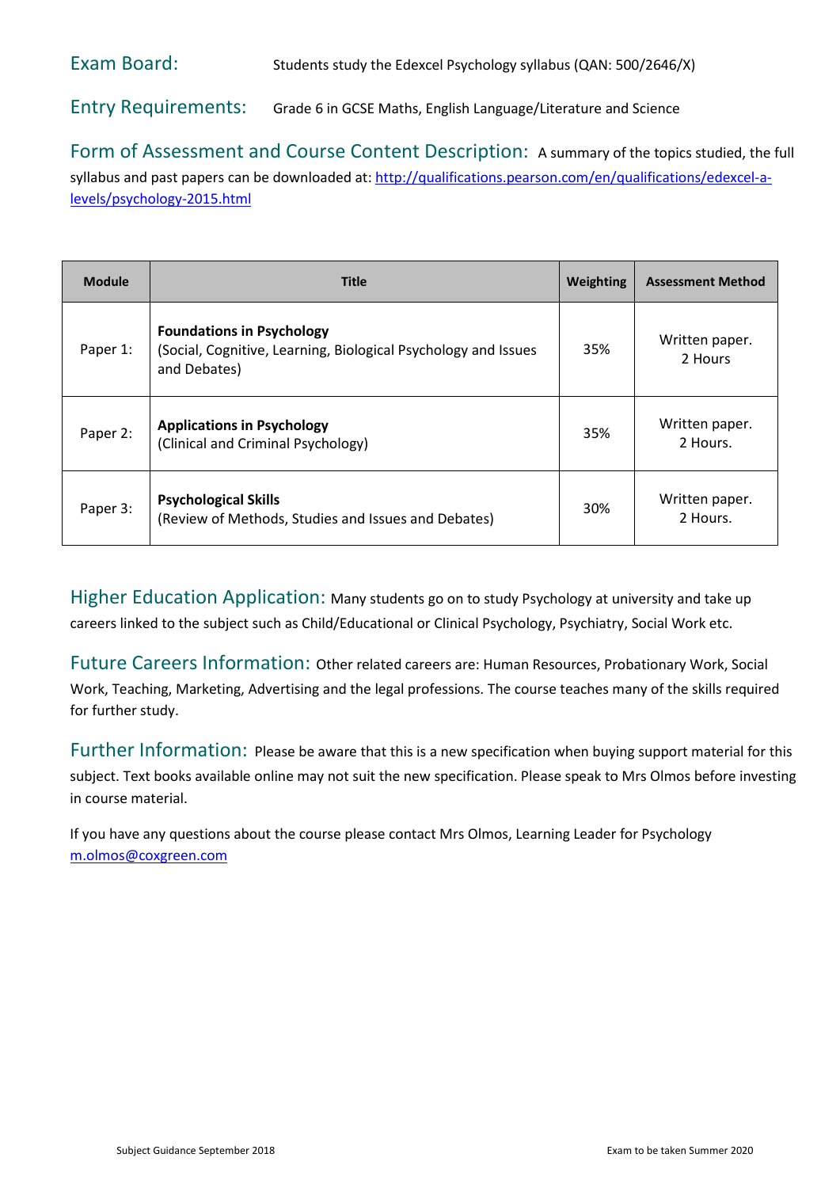## Exam Board:

Students study the Edexcel Psychology syllabus (QAN: 500/2646/X)

## Entry Requirements:

Grade 6 in GCSE Maths, English Language/Literature and Science

## Form of Assessment and Course Content Description:

A summary of the topics studied, the full syllabus and past papers can be downloaded at: [http://qualifications.pearson.com/en/qualifications/edexcel-a-levels/psychology-2015.html](http://qualifications.pearson.com/en/qualifications/edexcel-a-levels/psychology-2015.html)

| Module | Title | Weighting | Assessment Method |
|---|---|---|---|
| Paper 1: | **Foundations in Psychology**<br>(Social, Cognitive, Learning, Biological Psychology and Issues and Debates) | 35% | Written paper. 2 Hours |
| Paper 2: | **Applications in Psychology**<br>(Clinical and Criminal Psychology) | 35% | Written paper. 2 Hours. |
| Paper 3: | **Psychological Skills**<br>(Review of Methods, Studies and Issues and Debates) | 30% | Written paper. 2 Hours. |

## Higher Education Application:

Many students go on to study Psychology at university and take up careers linked to the subject such as Child/Educational or Clinical Psychology, Psychiatry, Social Work etc.

## Future Careers Information:

Other related careers are: Human Resources, Probationary Work, Social Work, Teaching, Marketing, Advertising and the legal professions. The course teaches many of the skills required for further study.

## Further Information:

Please be aware that this is a new specification when buying support material for this subject. Text books available online may not suit the new specification. Please speak to Mrs Olmos before investing in course material.

If you have any questions about the course please contact Mrs Olmos, Learning Leader for Psychology [m.olmos@coxgreen.com](mailto:m.olmos@coxgreen.com)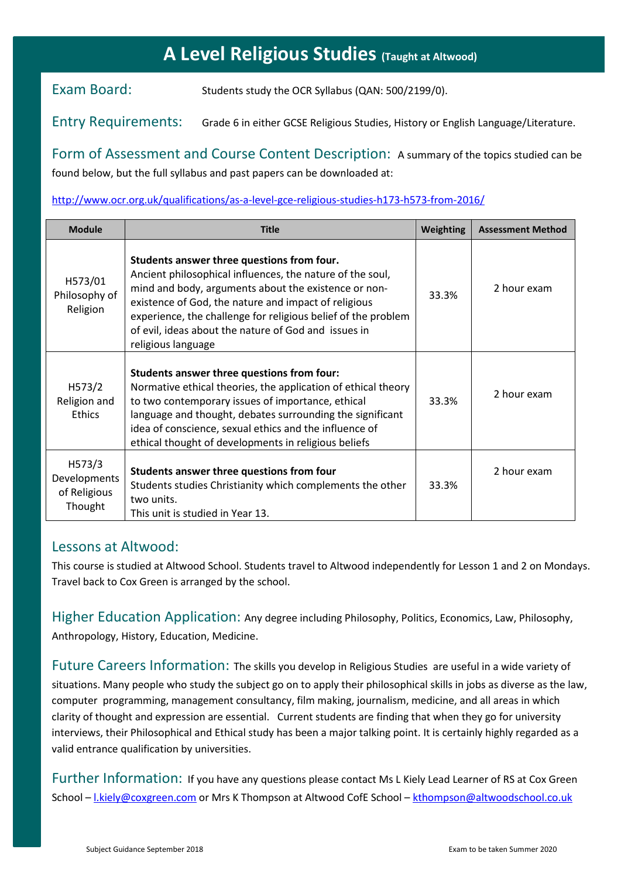# A Level Religious Studies (Taught at Altwood)

**Exam Board:** Students study the OCR Syllabus (QAN: 500/2199/0).

**Entry Requirements:** Grade 6 in either GCSE Religious Studies, History or English Language/Literature.

**Form of Assessment and Course Content Description:** A summary of the topics studied can be found below, but the full syllabus and past papers can be downloaded at:

http://www.ocr.org.uk/qualifications/as-a-level-gce-religious-studies-h173-h573-from-2016/

| Module | Title | Weighting | Assessment Method |
|---|---|---|---|
| H573/01 Philosophy of Religion | **Students answer three questions from four.** Ancient philosophical influences, the nature of the soul, mind and body, arguments about the existence or non-existence of God, the nature and impact of religious experience, the challenge for religious belief of the problem of evil, ideas about the nature of God and issues in religious language | 33.3% | 2 hour exam |
| H573/2 Religion and Ethics | **Students answer three questions from four:** Normative ethical theories, the application of ethical theory to two contemporary issues of importance, ethical language and thought, debates surrounding the significant idea of conscience, sexual ethics and the influence of ethical thought of developments in religious beliefs | 33.3% | 2 hour exam |
| H573/3 Developments of Religious Thought | **Students answer three questions from four** Students studies Christianity which complements the other two units. This unit is studied in Year 13. | 33.3% | 2 hour exam |

## Lessons at Altwood:

This course is studied at Altwood School. Students travel to Altwood independently for Lesson 1 and 2 on Mondays. Travel back to Cox Green is arranged by the school.

**Higher Education Application:** Any degree including Philosophy, Politics, Economics, Law, Philosophy, Anthropology, History, Education, Medicine.

**Future Careers Information:** The skills you develop in Religious Studies are useful in a wide variety of situations. Many people who study the subject go on to apply their philosophical skills in jobs as diverse as the law, computer programming, management consultancy, film making, journalism, medicine, and all areas in which clarity of thought and expression are essential. Current students are finding that when they go for university interviews, their Philosophical and Ethical study has been a major talking point. It is certainly highly regarded as a valid entrance qualification by universities.

**Further Information:** If you have any questions please contact Ms L Kiely Lead Learner of RS at Cox Green School – l.kiely@coxgreen.com or Mrs K Thompson at Altwood CofE School – kthompson@altwoodschool.co.uk

Subject Guidance September 2018 — Exam to be taken Summer 2020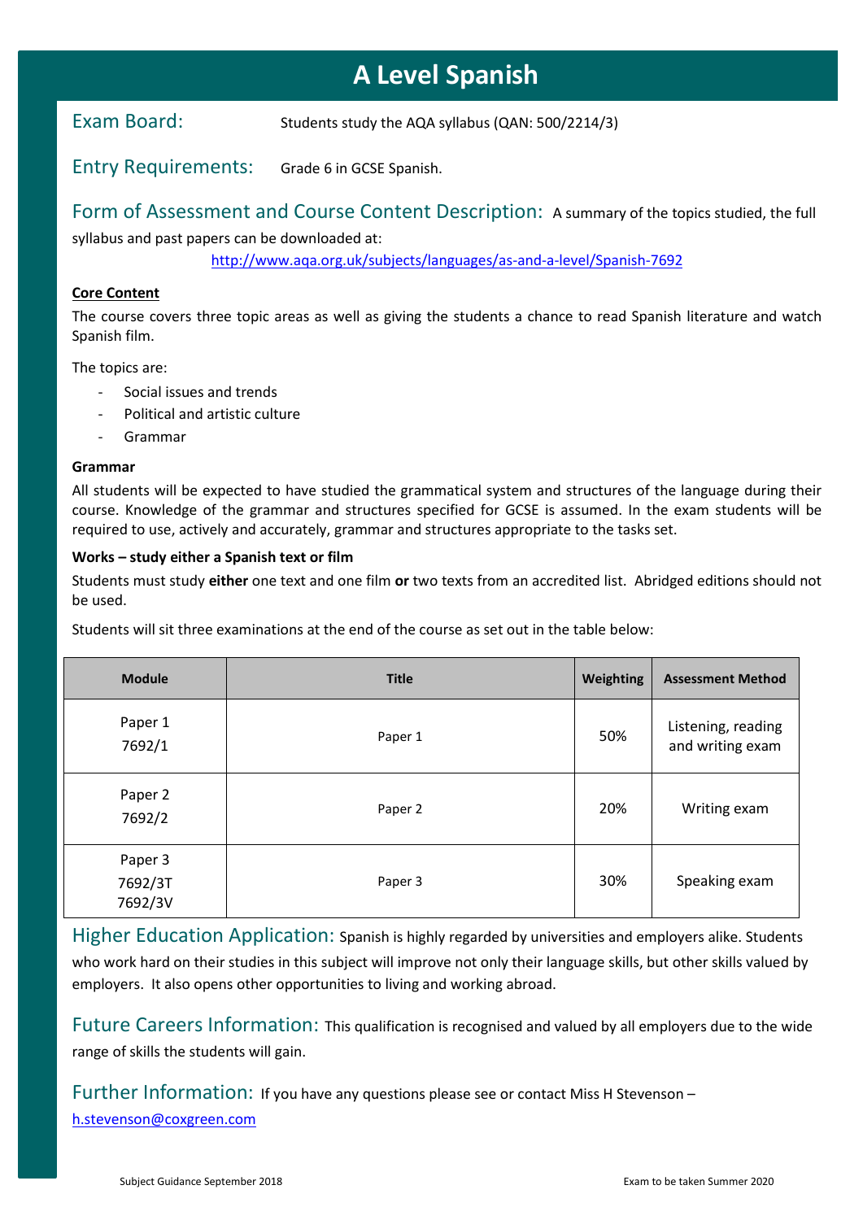# A Level Spanish

## Exam Board:

Students study the AQA syllabus (QAN: 500/2214/3)

## Entry Requirements:

Grade 6 in GCSE Spanish.

## Form of Assessment and Course Content Description:

A summary of the topics studied, the full syllabus and past papers can be downloaded at:

http://www.aqa.org.uk/subjects/languages/as-and-a-level/Spanish-7692

**Core Content**

The course covers three topic areas as well as giving the students a chance to read Spanish literature and watch Spanish film.

The topics are:

- Social issues and trends
- Political and artistic culture
- Grammar

**Grammar**

All students will be expected to have studied the grammatical system and structures of the language during their course. Knowledge of the grammar and structures specified for GCSE is assumed. In the exam students will be required to use, actively and accurately, grammar and structures appropriate to the tasks set.

**Works – study either a Spanish text or film**

Students must study **either** one text and one film **or** two texts from an accredited list. Abridged editions should not be used.

Students will sit three examinations at the end of the course as set out in the table below:

| Module | Title | Weighting | Assessment Method |
|---|---|---|---|
| Paper 1 7692/1 | Paper 1 | 50% | Listening, reading and writing exam |
| Paper 2 7692/2 | Paper 2 | 20% | Writing exam |
| Paper 3 7692/3T 7692/3V | Paper 3 | 30% | Speaking exam |

## Higher Education Application:

Spanish is highly regarded by universities and employers alike. Students who work hard on their studies in this subject will improve not only their language skills, but other skills valued by employers. It also opens other opportunities to living and working abroad.

## Future Careers Information:

This qualification is recognised and valued by all employers due to the wide range of skills the students will gain.

## Further Information:

If you have any questions please see or contact Miss H Stevenson – h.stevenson@coxgreen.com

Subject Guidance September 2018 | Exam to be taken Summer 2020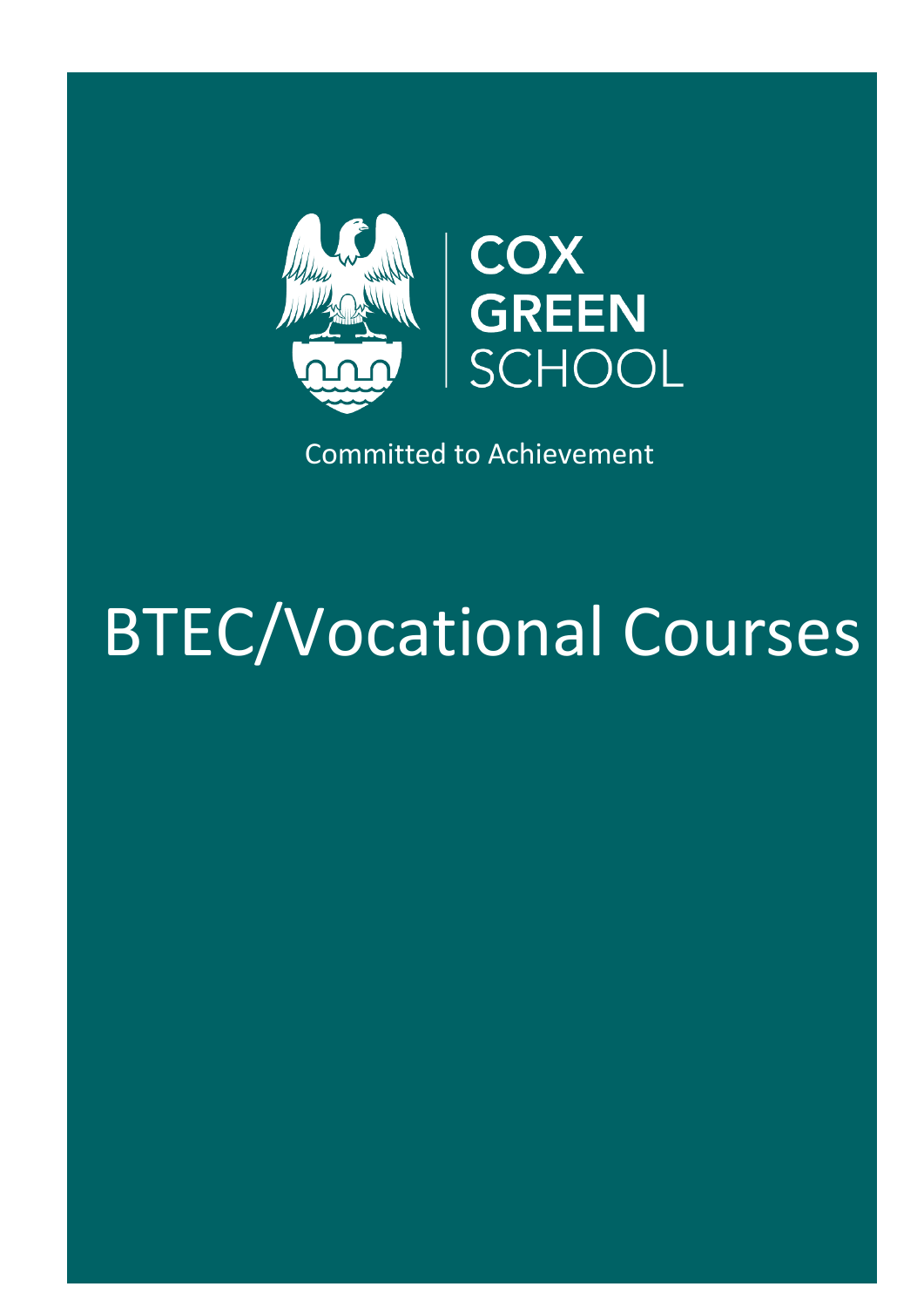COX GREEN SCHOOL

Committed to Achievement

# BTEC/Vocational Courses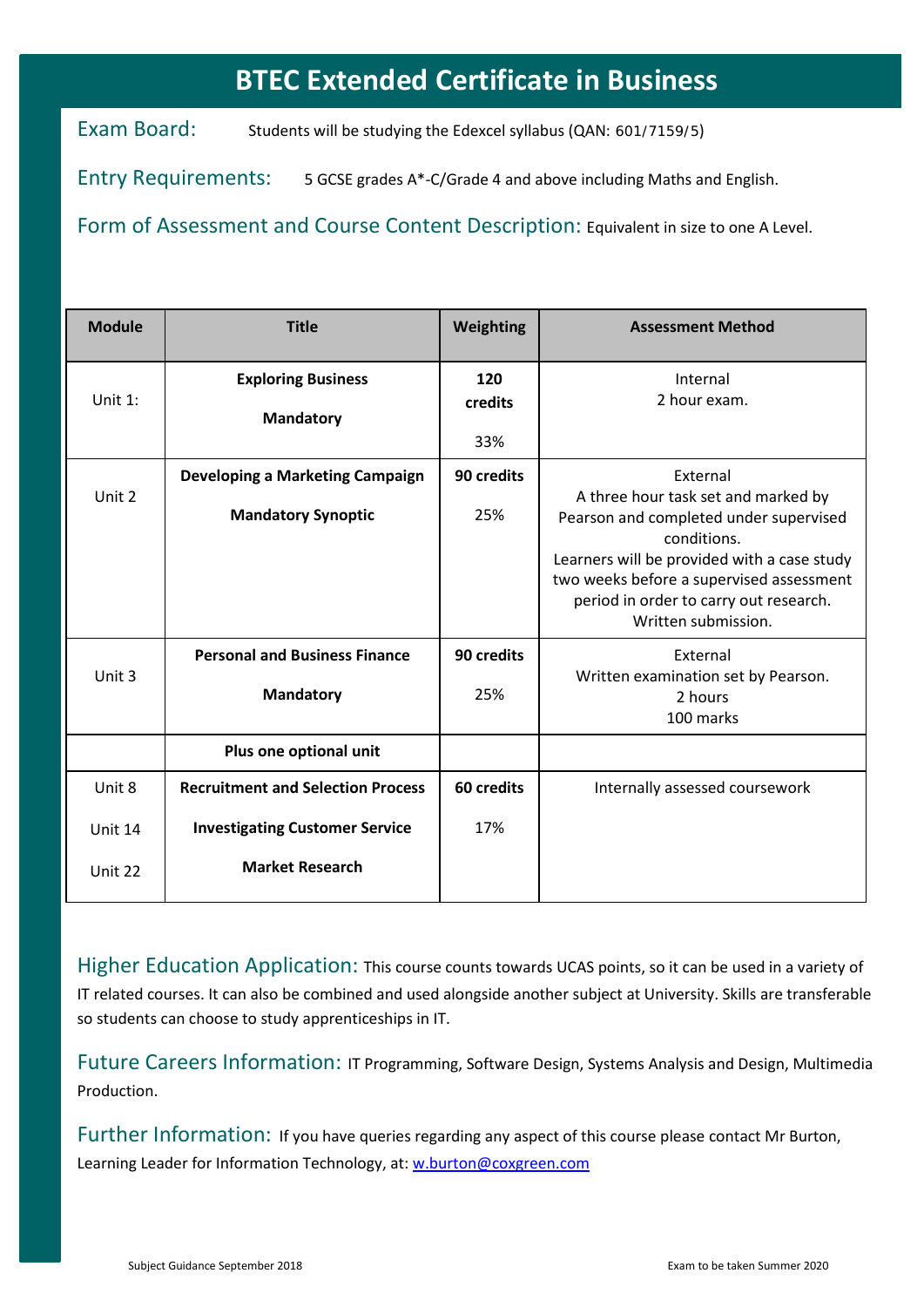# BTEC Extended Certificate in Business

**Exam Board:** Students will be studying the Edexcel syllabus (QAN: 601/7159/5)

**Entry Requirements:** 5 GCSE grades A*-C/Grade 4 and above including Maths and English.

**Form of Assessment and Course Content Description:** Equivalent in size to one A Level.

| Module | Title | Weighting | Assessment Method |
|---|---|---|---|
| Unit 1: | **Exploring Business**<br><br>**Mandatory** | **120 credits**<br><br>33% | Internal<br>2 hour exam. |
| Unit 2 | **Developing a Marketing Campaign**<br><br>**Mandatory Synoptic** | **90 credits**<br><br>25% | External<br>A three hour task set and marked by Pearson and completed under supervised conditions.<br>Learners will be provided with a case study two weeks before a supervised assessment period in order to carry out research.<br>Written submission. |
| Unit 3 | **Personal and Business Finance**<br><br>**Mandatory** | **90 credits**<br><br>25% | External<br>Written examination set by Pearson.<br>2 hours<br>100 marks |
| | **Plus one optional unit** | | |
| Unit 8<br><br>Unit 14<br><br>Unit 22 | **Recruitment and Selection Process**<br><br>**Investigating Customer Service**<br><br>**Market Research** | **60 credits**<br><br>17% | Internally assessed coursework |

**Higher Education Application:** This course counts towards UCAS points, so it can be used in a variety of IT related courses. It can also be combined and used alongside another subject at University. Skills are transferable so students can choose to study apprenticeships in IT.

**Future Careers Information:** IT Programming, Software Design, Systems Analysis and Design, Multimedia Production.

**Further Information:** If you have queries regarding any aspect of this course please contact Mr Burton, Learning Leader for Information Technology, at: w.burton@coxgreen.com

Subject Guidance September 2018 Exam to be taken Summer 2020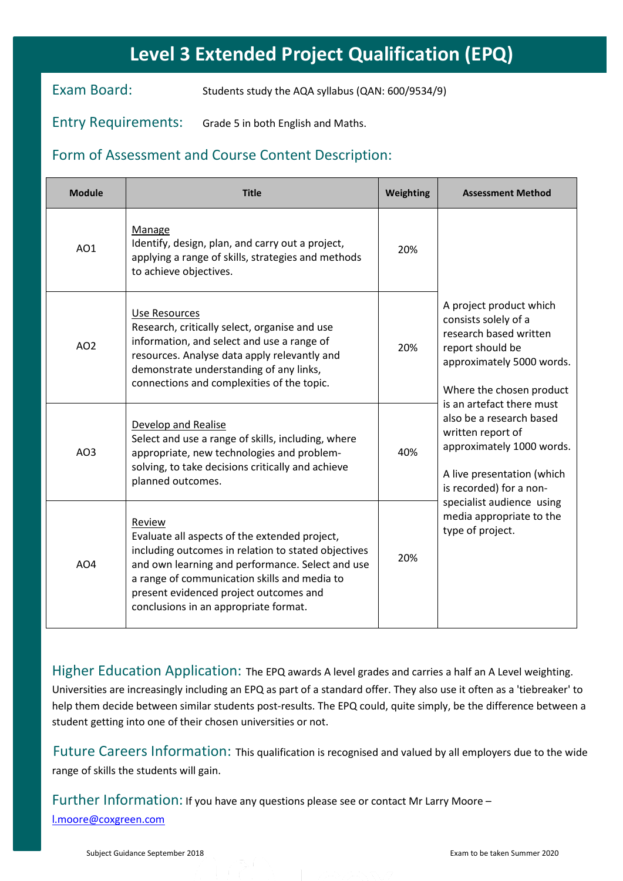# Level 3 Extended Project Qualification (EPQ)

**Exam Board:** Students study the AQA syllabus (QAN: 600/9534/9)

**Entry Requirements:** Grade 5 in both English and Maths.

## Form of Assessment and Course Content Description:

| Module | Title | Weighting | Assessment Method |
|---|---|---|---|
| AO1 | Manage<br>Identify, design, plan, and carry out a project, applying a range of skills, strategies and methods to achieve objectives. | 20% | A project product which consists solely of a research based written report should be approximately 5000 words.<br><br>Where the chosen product is an artefact there must also be a research based written report of approximately 1000 words.<br><br>A live presentation (which is recorded) for a non-specialist audience using media appropriate to the type of project. |
| AO2 | Use Resources<br>Research, critically select, organise and use information, and select and use a range of resources. Analyse data apply relevantly and demonstrate understanding of any links, connections and complexities of the topic. | 20% | |
| AO3 | Develop and Realise<br>Select and use a range of skills, including, where appropriate, new technologies and problem-solving, to take decisions critically and achieve planned outcomes. | 40% | |
| AO4 | Review<br>Evaluate all aspects of the extended project, including outcomes in relation to stated objectives and own learning and performance. Select and use a range of communication skills and media to present evidenced project outcomes and conclusions in an appropriate format. | 20% | |

**Higher Education Application:** The EPQ awards A level grades and carries a half an A Level weighting. Universities are increasingly including an EPQ as part of a standard offer. They also use it often as a 'tiebreaker' to help them decide between similar students post-results. The EPQ could, quite simply, be the difference between a student getting into one of their chosen universities or not.

**Future Careers Information:** This qualification is recognised and valued by all employers due to the wide range of skills the students will gain.

**Further Information:** If you have any questions please see or contact Mr Larry Moore – l.moore@coxgreen.com

Subject Guidance September 2018 — Exam to be taken Summer 2020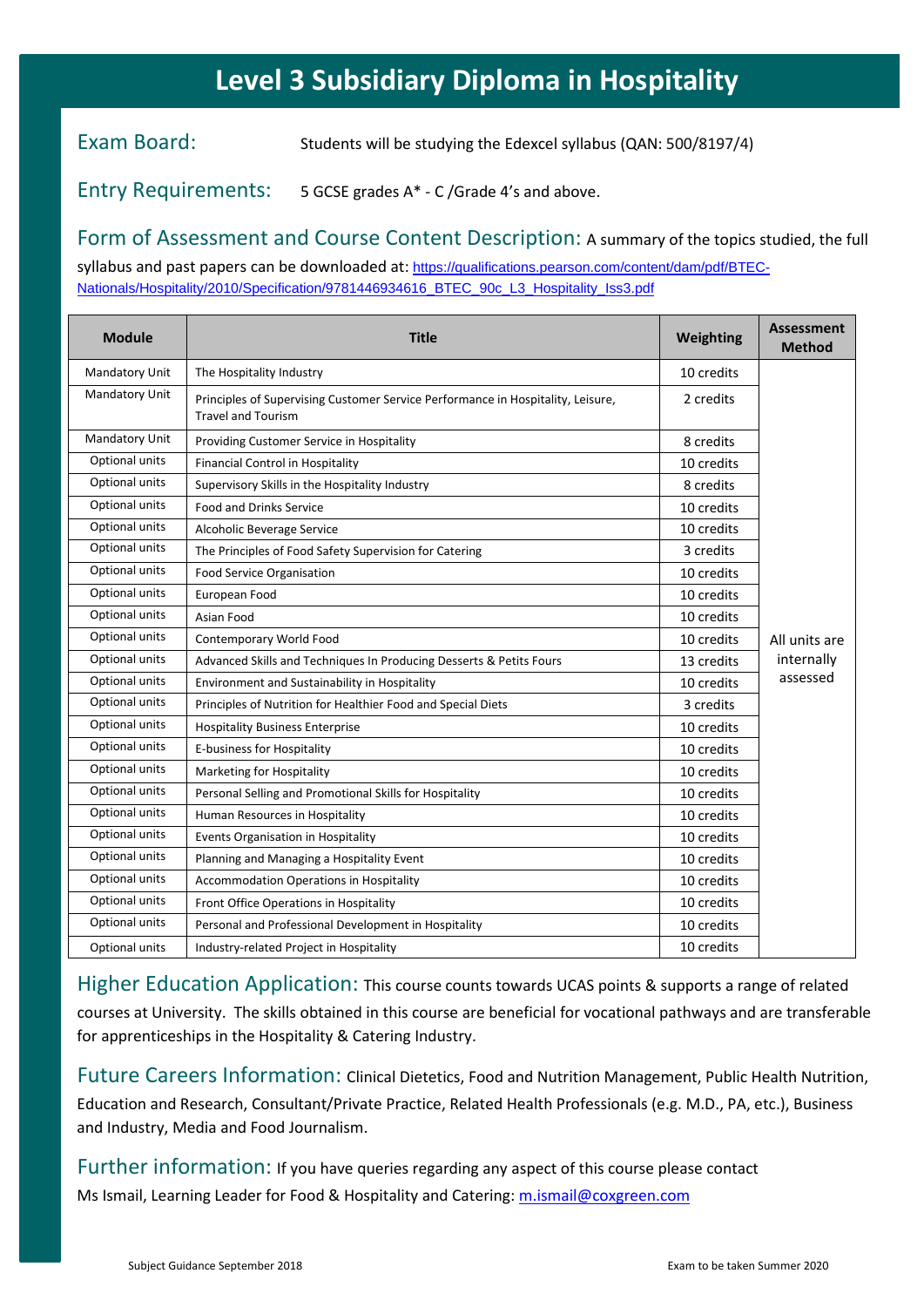# Level 3 Subsidiary Diploma in Hospitality

**Exam Board:** Students will be studying the Edexcel syllabus (QAN: 500/8197/4)

**Entry Requirements:** 5 GCSE grades A* - C /Grade 4's and above.

**Form of Assessment and Course Content Description:** A summary of the topics studied, the full syllabus and past papers can be downloaded at: https://qualifications.pearson.com/content/dam/pdf/BTEC-Nationals/Hospitality/2010/Specification/9781446934616_BTEC_90c_L3_Hospitality_Iss3.pdf

| Module | Title | Weighting | Assessment Method |
|---|---|---|---|
| Mandatory Unit | The Hospitality Industry | 10 credits | All units are internally assessed |
| Mandatory Unit | Principles of Supervising Customer Service Performance in Hospitality, Leisure, Travel and Tourism | 2 credits | |
| Mandatory Unit | Providing Customer Service in Hospitality | 8 credits | |
| Optional units | Financial Control in Hospitality | 10 credits | |
| Optional units | Supervisory Skills in the Hospitality Industry | 8 credits | |
| Optional units | Food and Drinks Service | 10 credits | |
| Optional units | Alcoholic Beverage Service | 10 credits | |
| Optional units | The Principles of Food Safety Supervision for Catering | 3 credits | |
| Optional units | Food Service Organisation | 10 credits | |
| Optional units | European Food | 10 credits | |
| Optional units | Asian Food | 10 credits | |
| Optional units | Contemporary World Food | 10 credits | |
| Optional units | Advanced Skills and Techniques In Producing Desserts & Petits Fours | 13 credits | |
| Optional units | Environment and Sustainability in Hospitality | 10 credits | |
| Optional units | Principles of Nutrition for Healthier Food and Special Diets | 3 credits | |
| Optional units | Hospitality Business Enterprise | 10 credits | |
| Optional units | E-business for Hospitality | 10 credits | |
| Optional units | Marketing for Hospitality | 10 credits | |
| Optional units | Personal Selling and Promotional Skills for Hospitality | 10 credits | |
| Optional units | Human Resources in Hospitality | 10 credits | |
| Optional units | Events Organisation in Hospitality | 10 credits | |
| Optional units | Planning and Managing a Hospitality Event | 10 credits | |
| Optional units | Accommodation Operations in Hospitality | 10 credits | |
| Optional units | Front Office Operations in Hospitality | 10 credits | |
| Optional units | Personal and Professional Development in Hospitality | 10 credits | |
| Optional units | Industry-related Project in Hospitality | 10 credits | |

**Higher Education Application:** This course counts towards UCAS points & supports a range of related courses at University. The skills obtained in this course are beneficial for vocational pathways and are transferable for apprenticeships in the Hospitality & Catering Industry.

**Future Careers Information:** Clinical Dietetics, Food and Nutrition Management, Public Health Nutrition, Education and Research, Consultant/Private Practice, Related Health Professionals (e.g. M.D., PA, etc.), Business and Industry, Media and Food Journalism.

**Further information:** If you have queries regarding any aspect of this course please contact Ms Ismail, Learning Leader for Food & Hospitality and Catering: m.ismail@coxgreen.com

Subject Guidance September 2018 — Exam to be taken Summer 2020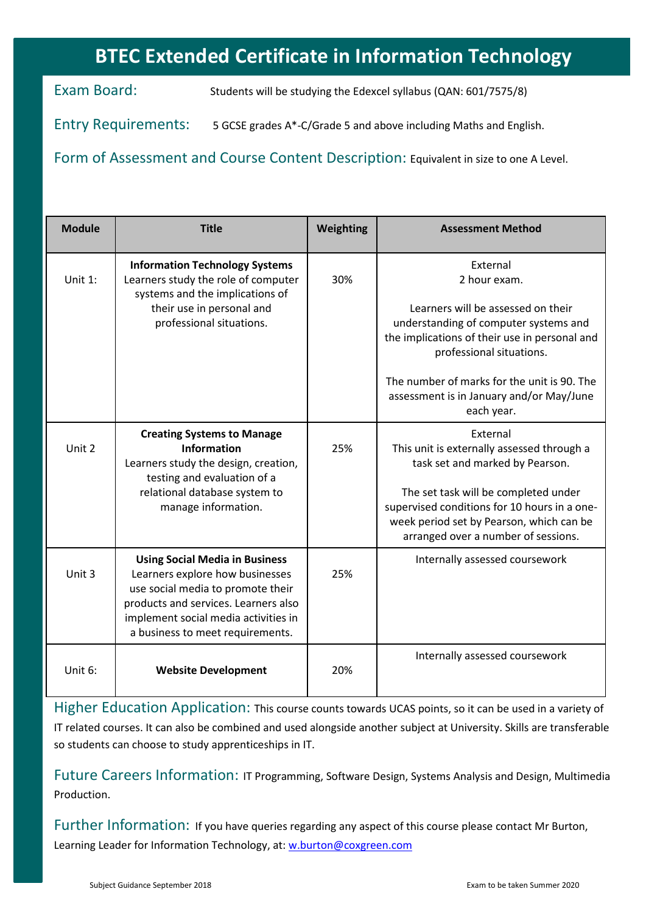# BTEC Extended Certificate in Information Technology

**Exam Board:** Students will be studying the Edexcel syllabus (QAN: 601/7575/8)

**Entry Requirements:** 5 GCSE grades A*-C/Grade 5 and above including Maths and English.

**Form of Assessment and Course Content Description:** Equivalent in size to one A Level.

| Module | Title | Weighting | Assessment Method |
|---|---|---|---|
| Unit 1: | **Information Technology Systems** Learners study the role of computer systems and the implications of their use in personal and professional situations. | 30% | External 2 hour exam. Learners will be assessed on their understanding of computer systems and the implications of their use in personal and professional situations. The number of marks for the unit is 90. The assessment is in January and/or May/June each year. |
| Unit 2 | **Creating Systems to Manage Information** Learners study the design, creation, testing and evaluation of a relational database system to manage information. | 25% | External This unit is externally assessed through a task set and marked by Pearson. The set task will be completed under supervised conditions for 10 hours in a one-week period set by Pearson, which can be arranged over a number of sessions. |
| Unit 3 | **Using Social Media in Business** Learners explore how businesses use social media to promote their products and services. Learners also implement social media activities in a business to meet requirements. | 25% | Internally assessed coursework |
| Unit 6: | **Website Development** | 20% | Internally assessed coursework |

**Higher Education Application:** This course counts towards UCAS points, so it can be used in a variety of IT related courses. It can also be combined and used alongside another subject at University. Skills are transferable so students can choose to study apprenticeships in IT.

**Future Careers Information:** IT Programming, Software Design, Systems Analysis and Design, Multimedia Production.

**Further Information:** If you have queries regarding any aspect of this course please contact Mr Burton, Learning Leader for Information Technology, at: w.burton@coxgreen.com

Subject Guidance September 2018 — Exam to be taken Summer 2020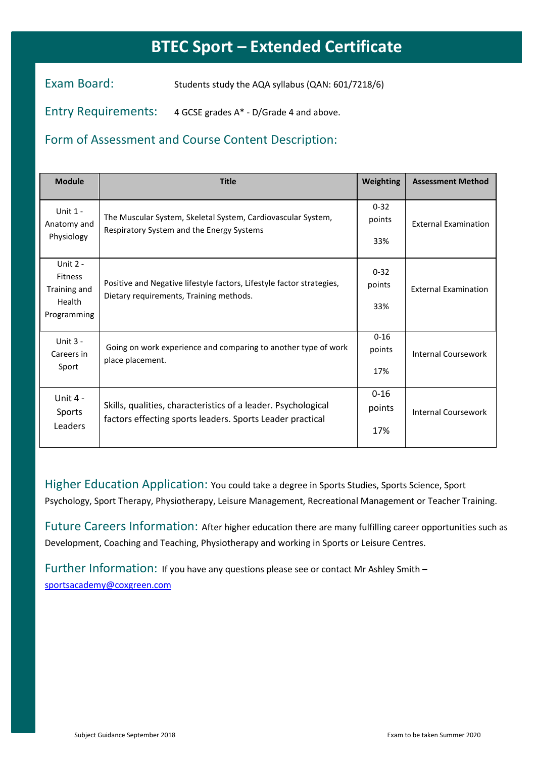# BTEC Sport – Extended Certificate

## Exam Board:

Students study the AQA syllabus (QAN: 601/7218/6)

## Entry Requirements:

4 GCSE grades A* - D/Grade 4 and above.

## Form of Assessment and Course Content Description:

| Module | Title | Weighting | Assessment Method |
|---|---|---|---|
| Unit 1 - Anatomy and Physiology | The Muscular System, Skeletal System, Cardiovascular System, Respiratory System and the Energy Systems | 0-32 points 33% | External Examination |
| Unit 2 - Fitness Training and Health Programming | Positive and Negative lifestyle factors, Lifestyle factor strategies, Dietary requirements, Training methods. | 0-32 points 33% | External Examination |
| Unit 3 - Careers in Sport | Going on work experience and comparing to another type of work place placement. | 0-16 points 17% | Internal Coursework |
| Unit 4 - Sports Leaders | Skills, qualities, characteristics of a leader. Psychological factors effecting sports leaders. Sports Leader practical | 0-16 points 17% | Internal Coursework |

**Higher Education Application:** You could take a degree in Sports Studies, Sports Science, Sport Psychology, Sport Therapy, Physiotherapy, Leisure Management, Recreational Management or Teacher Training.

**Future Careers Information:** After higher education there are many fulfilling career opportunities such as Development, Coaching and Teaching, Physiotherapy and working in Sports or Leisure Centres.

**Further Information:** If you have any questions please see or contact Mr Ashley Smith – sportsacademy@coxgreen.com

Subject Guidance September 2018

Exam to be taken Summer 2020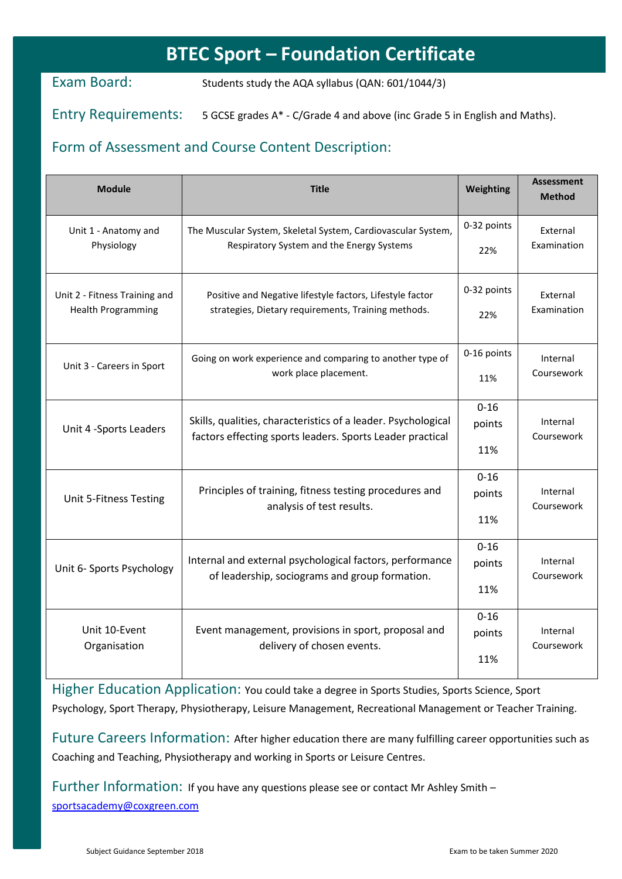# BTEC Sport – Foundation Certificate

**Exam Board:** Students study the AQA syllabus (QAN: 601/1044/3)

**Entry Requirements:** 5 GCSE grades A* - C/Grade 4 and above (inc Grade 5 in English and Maths).

## Form of Assessment and Course Content Description:

| Module | Title | Weighting | Assessment Method |
|---|---|---|---|
| Unit 1 - Anatomy and Physiology | The Muscular System, Skeletal System, Cardiovascular System, Respiratory System and the Energy Systems | 0-32 points 22% | External Examination |
| Unit 2 - Fitness Training and Health Programming | Positive and Negative lifestyle factors, Lifestyle factor strategies, Dietary requirements, Training methods. | 0-32 points 22% | External Examination |
| Unit 3 - Careers in Sport | Going on work experience and comparing to another type of work place placement. | 0-16 points 11% | Internal Coursework |
| Unit 4 -Sports Leaders | Skills, qualities, characteristics of a leader. Psychological factors effecting sports leaders. Sports Leader practical | 0-16 points 11% | Internal Coursework |
| Unit 5-Fitness Testing | Principles of training, fitness testing procedures and analysis of test results. | 0-16 points 11% | Internal Coursework |
| Unit 6- Sports Psychology | Internal and external psychological factors, performance of leadership, sociograms and group formation. | 0-16 points 11% | Internal Coursework |
| Unit 10-Event Organisation | Event management, provisions in sport, proposal and delivery of chosen events. | 0-16 points 11% | Internal Coursework |

**Higher Education Application:** You could take a degree in Sports Studies, Sports Science, Sport Psychology, Sport Therapy, Physiotherapy, Leisure Management, Recreational Management or Teacher Training.

**Future Careers Information:** After higher education there are many fulfilling career opportunities such as Coaching and Teaching, Physiotherapy and working in Sports or Leisure Centres.

**Further Information:** If you have any questions please see or contact Mr Ashley Smith – sportsacademy@coxgreen.com

Subject Guidance September 2018

Exam to be taken Summer 2020